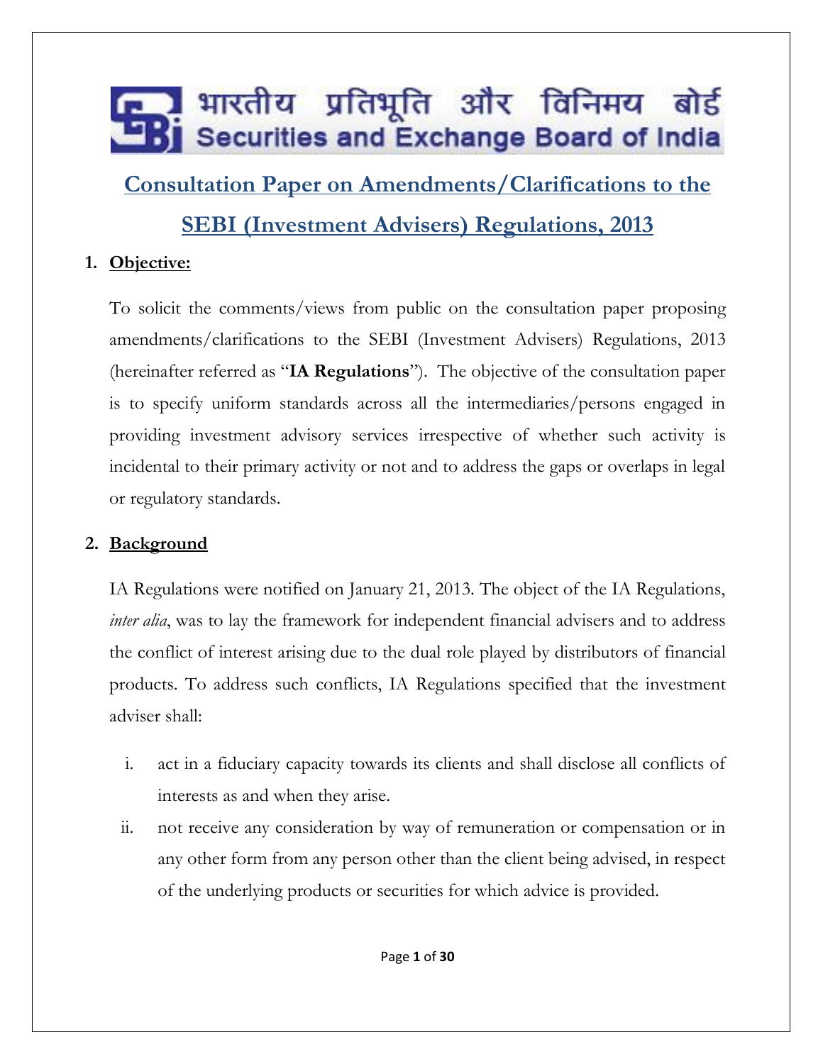भारतीय प्रतिभूति और विनिमय बोर्ड
Securities and Exchange Board of India

# Consultation Paper on Amendments/Clarifications to the SEBI (Investment Advisers) Regulations, 2013

## 1. Objective:

To solicit the comments/views from public on the consultation paper proposing amendments/clarifications to the SEBI (Investment Advisers) Regulations, 2013 (hereinafter referred as "**IA Regulations**"). The objective of the consultation paper is to specify uniform standards across all the intermediaries/persons engaged in providing investment advisory services irrespective of whether such activity is incidental to their primary activity or not and to address the gaps or overlaps in legal or regulatory standards.

## 2. Background

IA Regulations were notified on January 21, 2013. The object of the IA Regulations, *inter alia*, was to lay the framework for independent financial advisers and to address the conflict of interest arising due to the dual role played by distributors of financial products. To address such conflicts, IA Regulations specified that the investment adviser shall:

i. act in a fiduciary capacity towards its clients and shall disclose all conflicts of interests as and when they arise.

ii. not receive any consideration by way of remuneration or compensation or in any other form from any person other than the client being advised, in respect of the underlying products or securities for which advice is provided.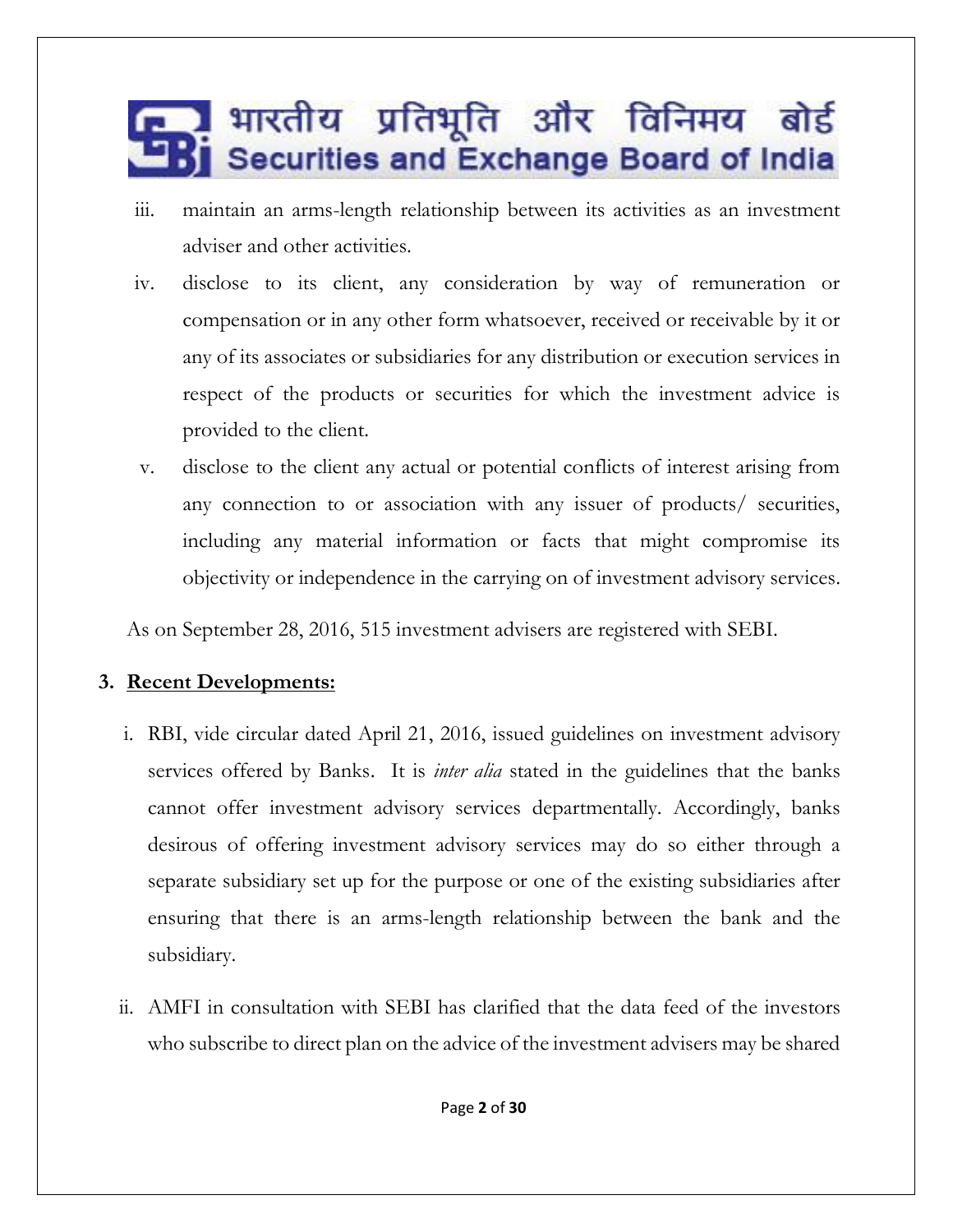iii. maintain an arms-length relationship between its activities as an investment adviser and other activities.

iv. disclose to its client, any consideration by way of remuneration or compensation or in any other form whatsoever, received or receivable by it or any of its associates or subsidiaries for any distribution or execution services in respect of the products or securities for which the investment advice is provided to the client.

v. disclose to the client any actual or potential conflicts of interest arising from any connection to or association with any issuer of products/ securities, including any material information or facts that might compromise its objectivity or independence in the carrying on of investment advisory services.

As on September 28, 2016, 515 investment advisers are registered with SEBI.

**3. Recent Developments:**

i. RBI, vide circular dated April 21, 2016, issued guidelines on investment advisory services offered by Banks. It is *inter alia* stated in the guidelines that the banks cannot offer investment advisory services departmentally. Accordingly, banks desirous of offering investment advisory services may do so either through a separate subsidiary set up for the purpose or one of the existing subsidiaries after ensuring that there is an arms-length relationship between the bank and the subsidiary.

ii. AMFI in consultation with SEBI has clarified that the data feed of the investors who subscribe to direct plan on the advice of the investment advisers may be shared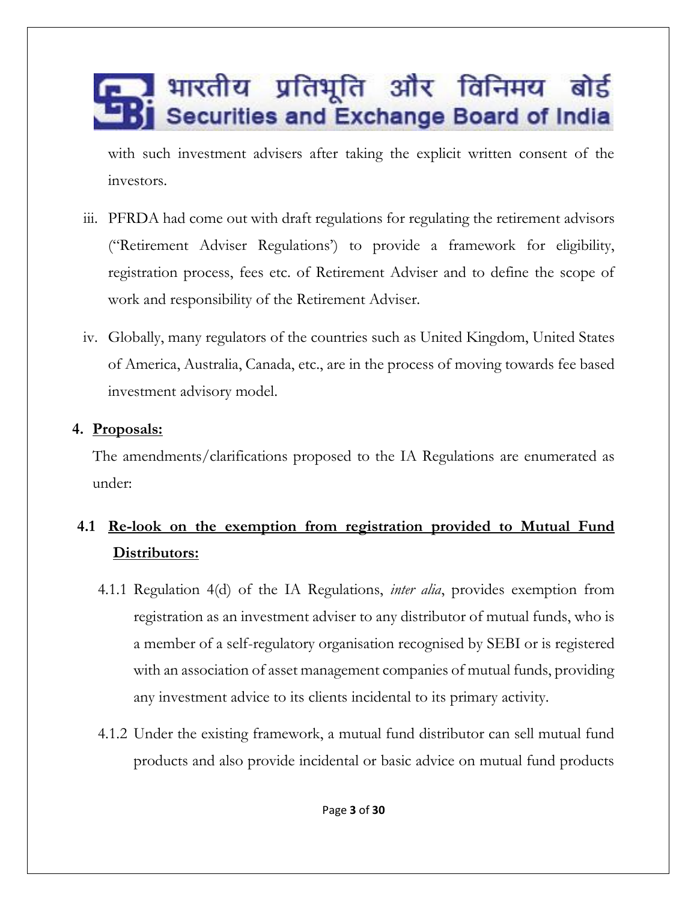with such investment advisers after taking the explicit written consent of the investors.

iii. PFRDA had come out with draft regulations for regulating the retirement advisors ("Retirement Adviser Regulations') to provide a framework for eligibility, registration process, fees etc. of Retirement Adviser and to define the scope of work and responsibility of the Retirement Adviser.

iv. Globally, many regulators of the countries such as United Kingdom, United States of America, Australia, Canada, etc., are in the process of moving towards fee based investment advisory model.

## 4. Proposals:

The amendments/clarifications proposed to the IA Regulations are enumerated as under:

### 4.1 Re-look on the exemption from registration provided to Mutual Fund Distributors:

4.1.1 Regulation 4(d) of the IA Regulations, *inter alia*, provides exemption from registration as an investment adviser to any distributor of mutual funds, who is a member of a self-regulatory organisation recognised by SEBI or is registered with an association of asset management companies of mutual funds, providing any investment advice to its clients incidental to its primary activity.

4.1.2 Under the existing framework, a mutual fund distributor can sell mutual fund products and also provide incidental or basic advice on mutual fund products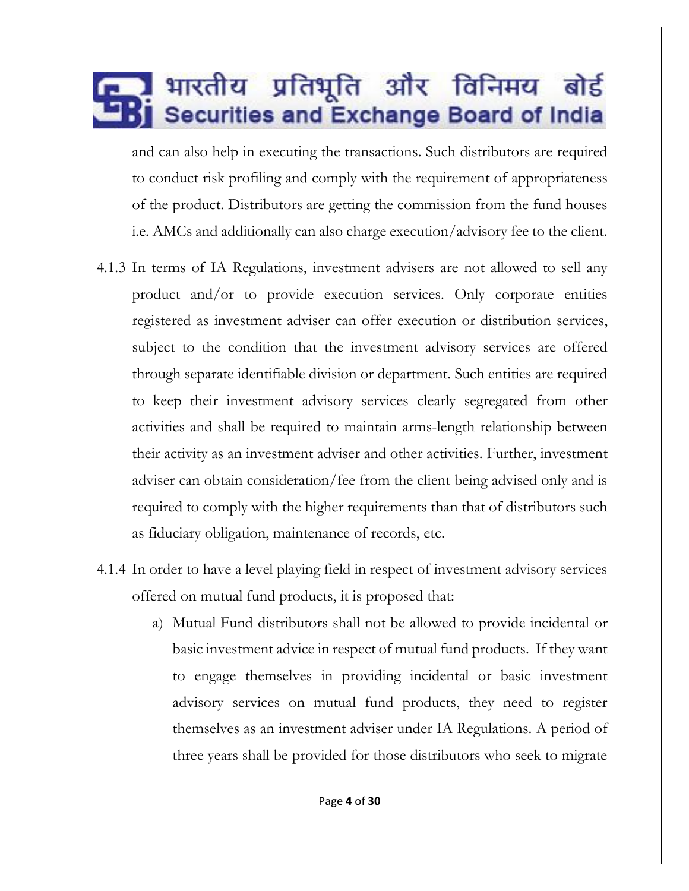and can also help in executing the transactions. Such distributors are required to conduct risk profiling and comply with the requirement of appropriateness of the product. Distributors are getting the commission from the fund houses i.e. AMCs and additionally can also charge execution/advisory fee to the client.

4.1.3 In terms of IA Regulations, investment advisers are not allowed to sell any product and/or to provide execution services. Only corporate entities registered as investment adviser can offer execution or distribution services, subject to the condition that the investment advisory services are offered through separate identifiable division or department. Such entities are required to keep their investment advisory services clearly segregated from other activities and shall be required to maintain arms-length relationship between their activity as an investment adviser and other activities. Further, investment adviser can obtain consideration/fee from the client being advised only and is required to comply with the higher requirements than that of distributors such as fiduciary obligation, maintenance of records, etc.

4.1.4 In order to have a level playing field in respect of investment advisory services offered on mutual fund products, it is proposed that:

a) Mutual Fund distributors shall not be allowed to provide incidental or basic investment advice in respect of mutual fund products. If they want to engage themselves in providing incidental or basic investment advisory services on mutual fund products, they need to register themselves as an investment adviser under IA Regulations. A period of three years shall be provided for those distributors who seek to migrate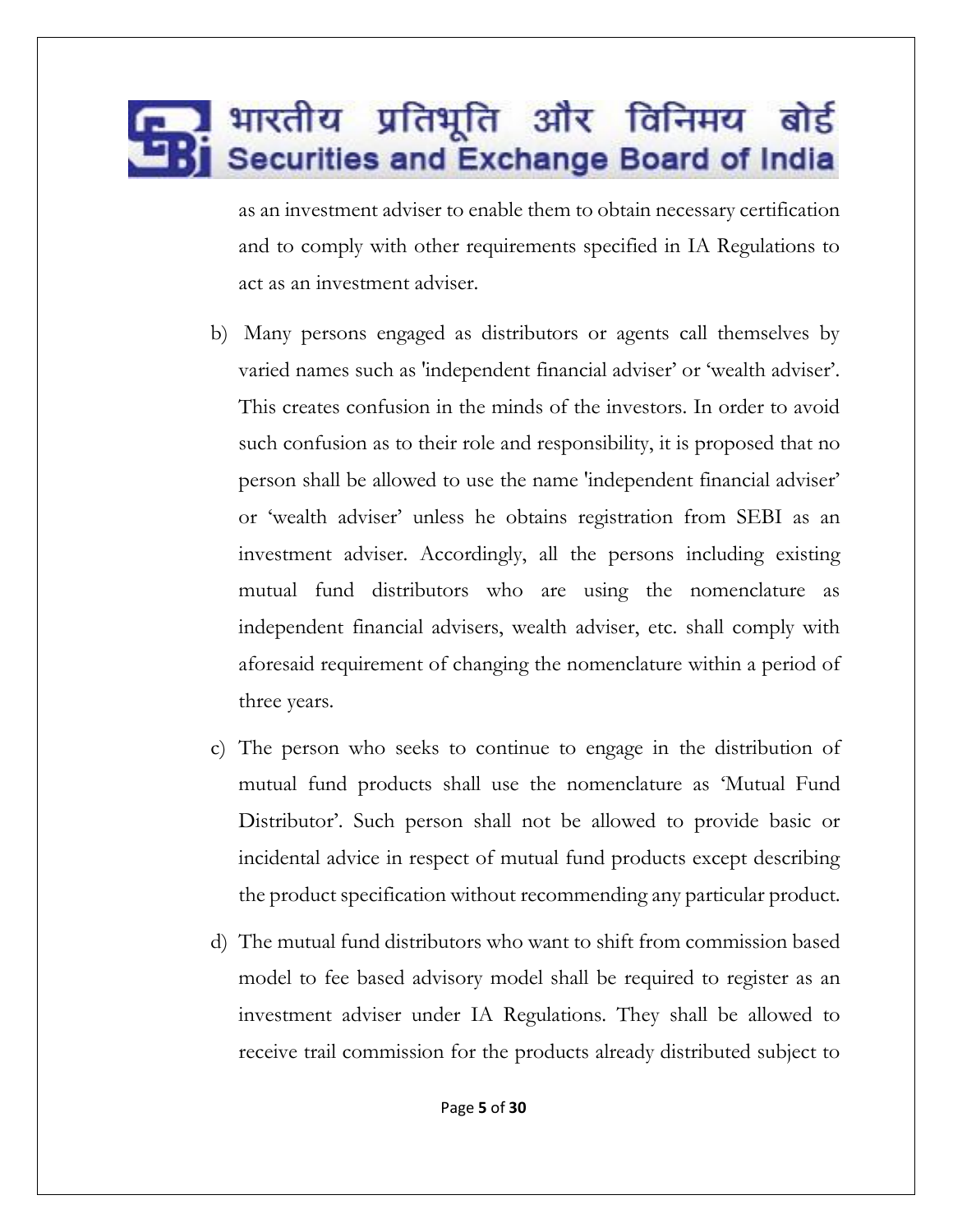as an investment adviser to enable them to obtain necessary certification and to comply with other requirements specified in IA Regulations to act as an investment adviser.

b) Many persons engaged as distributors or agents call themselves by varied names such as 'independent financial adviser' or 'wealth adviser'. This creates confusion in the minds of the investors. In order to avoid such confusion as to their role and responsibility, it is proposed that no person shall be allowed to use the name 'independent financial adviser' or 'wealth adviser' unless he obtains registration from SEBI as an investment adviser. Accordingly, all the persons including existing mutual fund distributors who are using the nomenclature as independent financial advisers, wealth adviser, etc. shall comply with aforesaid requirement of changing the nomenclature within a period of three years.

c) The person who seeks to continue to engage in the distribution of mutual fund products shall use the nomenclature as 'Mutual Fund Distributor'. Such person shall not be allowed to provide basic or incidental advice in respect of mutual fund products except describing the product specification without recommending any particular product.

d) The mutual fund distributors who want to shift from commission based model to fee based advisory model shall be required to register as an investment adviser under IA Regulations. They shall be allowed to receive trail commission for the products already distributed subject to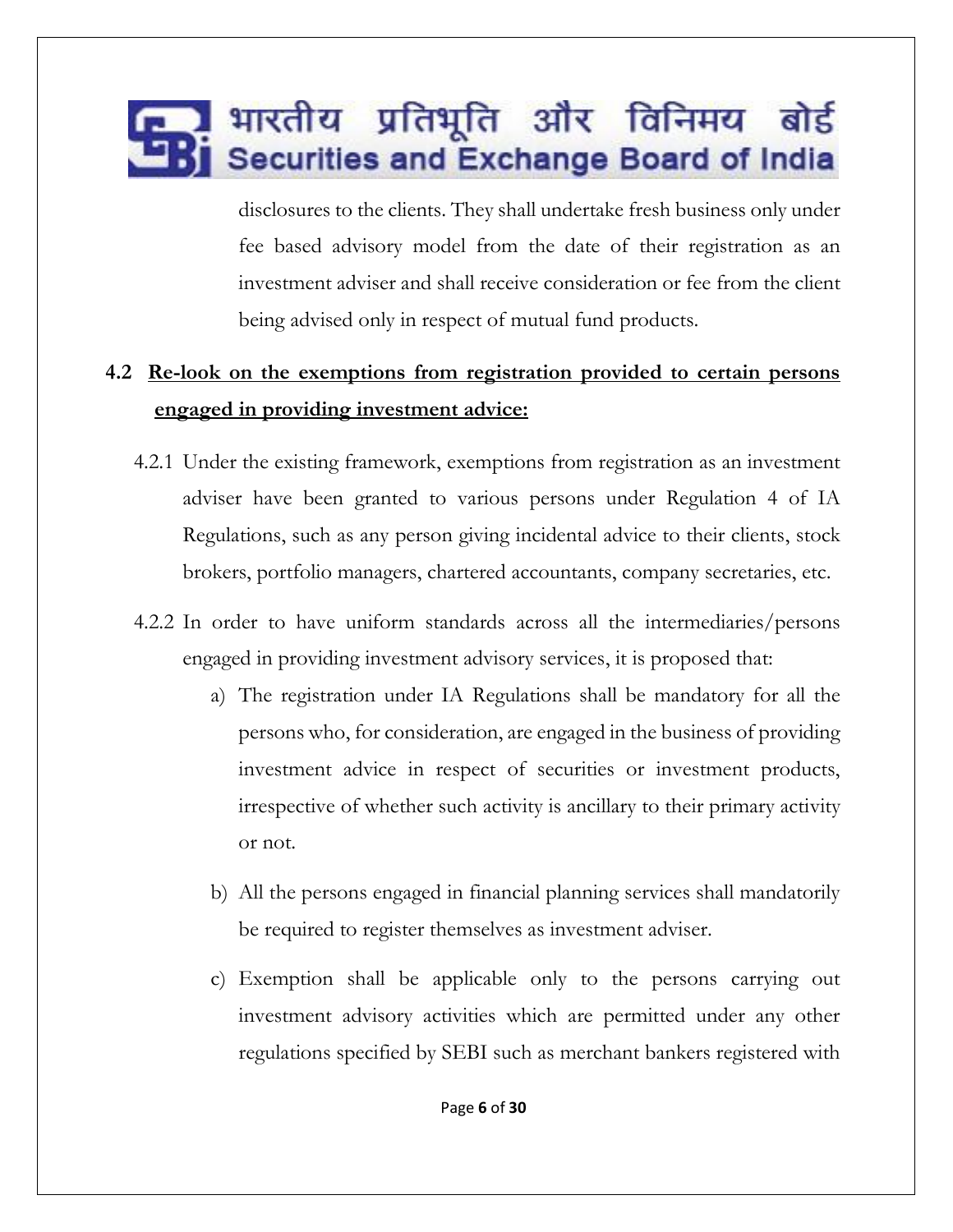disclosures to the clients. They shall undertake fresh business only under fee based advisory model from the date of their registration as an investment adviser and shall receive consideration or fee from the client being advised only in respect of mutual fund products.

## 4.2 <u>Re-look on the exemptions from registration provided to certain persons engaged in providing investment advice:</u>

4.2.1 Under the existing framework, exemptions from registration as an investment adviser have been granted to various persons under Regulation 4 of IA Regulations, such as any person giving incidental advice to their clients, stock brokers, portfolio managers, chartered accountants, company secretaries, etc.

4.2.2 In order to have uniform standards across all the intermediaries/persons engaged in providing investment advisory services, it is proposed that:

a) The registration under IA Regulations shall be mandatory for all the persons who, for consideration, are engaged in the business of providing investment advice in respect of securities or investment products, irrespective of whether such activity is ancillary to their primary activity or not.

b) All the persons engaged in financial planning services shall mandatorily be required to register themselves as investment adviser.

c) Exemption shall be applicable only to the persons carrying out investment advisory activities which are permitted under any other regulations specified by SEBI such as merchant bankers registered with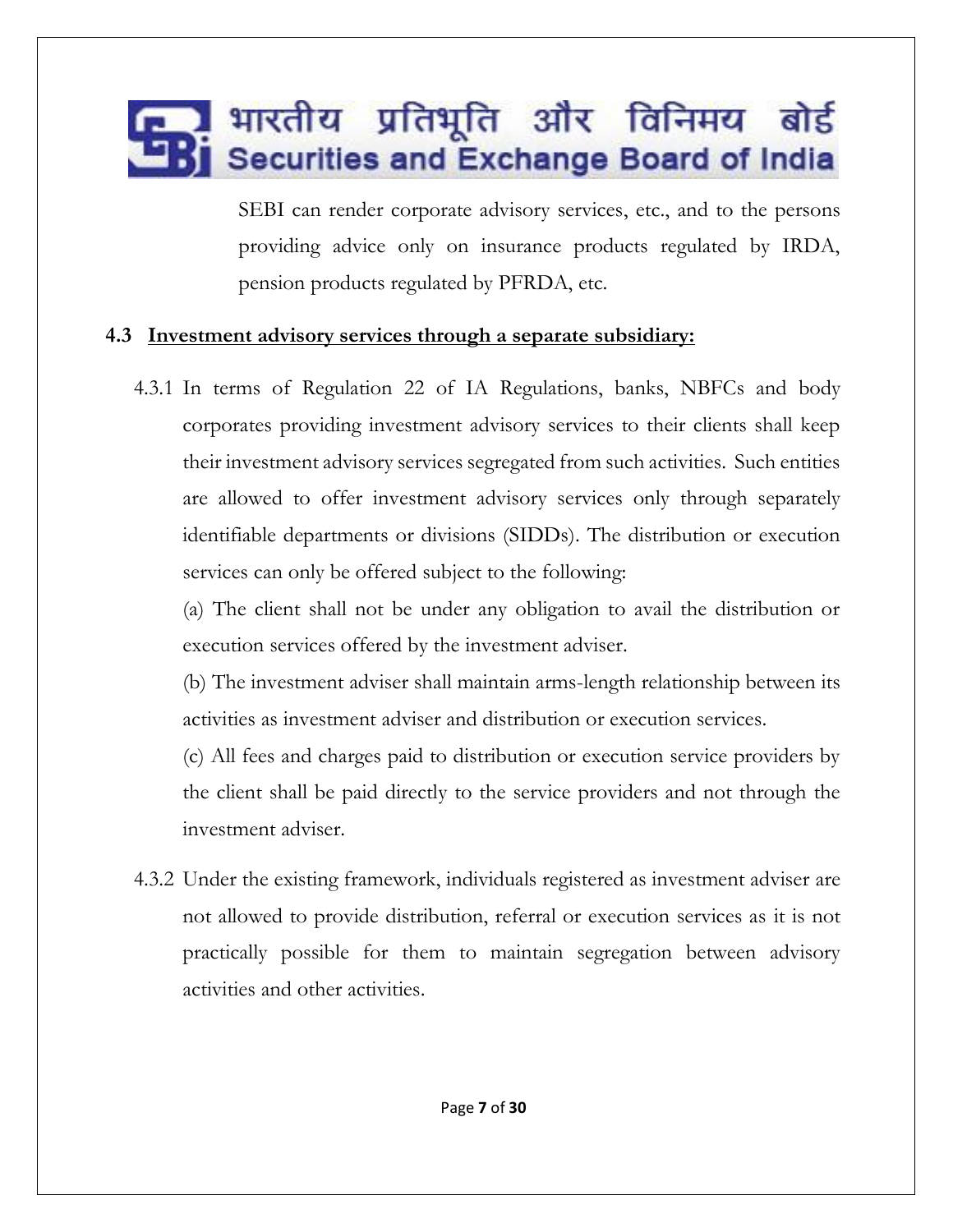SEBI can render corporate advisory services, etc., and to the persons providing advice only on insurance products regulated by IRDA, pension products regulated by PFRDA, etc.

### 4.3 Investment advisory services through a separate subsidiary:

4.3.1 In terms of Regulation 22 of IA Regulations, banks, NBFCs and body corporates providing investment advisory services to their clients shall keep their investment advisory services segregated from such activities. Such entities are allowed to offer investment advisory services only through separately identifiable departments or divisions (SIDDs). The distribution or execution services can only be offered subject to the following:

(a) The client shall not be under any obligation to avail the distribution or execution services offered by the investment adviser.

(b) The investment adviser shall maintain arms-length relationship between its activities as investment adviser and distribution or execution services.

(c) All fees and charges paid to distribution or execution service providers by the client shall be paid directly to the service providers and not through the investment adviser.

4.3.2 Under the existing framework, individuals registered as investment adviser are not allowed to provide distribution, referral or execution services as it is not practically possible for them to maintain segregation between advisory activities and other activities.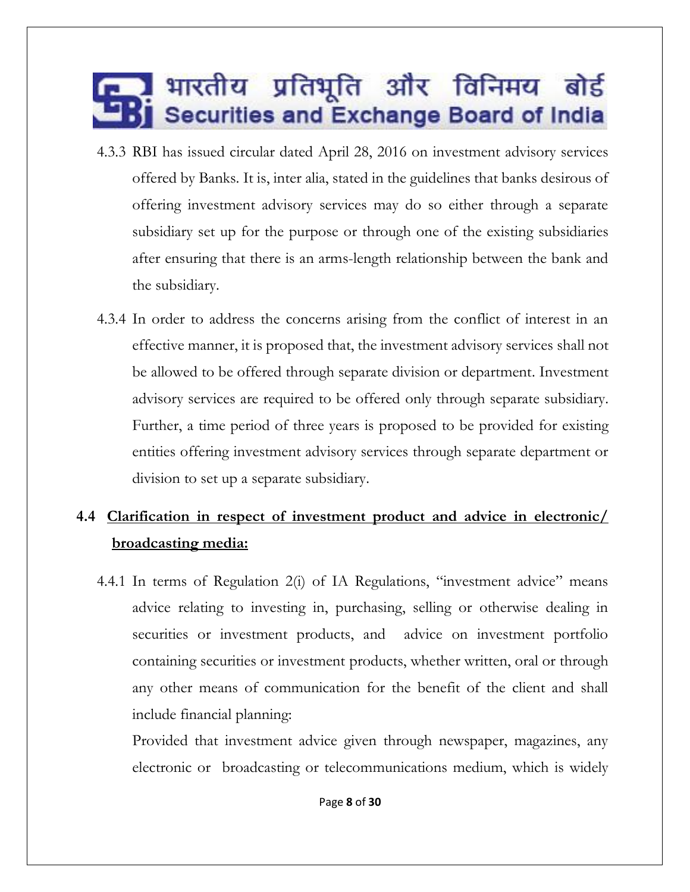4.3.3 RBI has issued circular dated April 28, 2016 on investment advisory services offered by Banks. It is, inter alia, stated in the guidelines that banks desirous of offering investment advisory services may do so either through a separate subsidiary set up for the purpose or through one of the existing subsidiaries after ensuring that there is an arms-length relationship between the bank and the subsidiary.

4.3.4 In order to address the concerns arising from the conflict of interest in an effective manner, it is proposed that, the investment advisory services shall not be allowed to be offered through separate division or department. Investment advisory services are required to be offered only through separate subsidiary. Further, a time period of three years is proposed to be provided for existing entities offering investment advisory services through separate department or division to set up a separate subsidiary.

## 4.4 Clarification in respect of investment product and advice in electronic/ broadcasting media:

4.4.1 In terms of Regulation 2(i) of IA Regulations, "investment advice" means advice relating to investing in, purchasing, selling or otherwise dealing in securities or investment products, and advice on investment portfolio containing securities or investment products, whether written, oral or through any other means of communication for the benefit of the client and shall include financial planning:

Provided that investment advice given through newspaper, magazines, any electronic or broadcasting or telecommunications medium, which is widely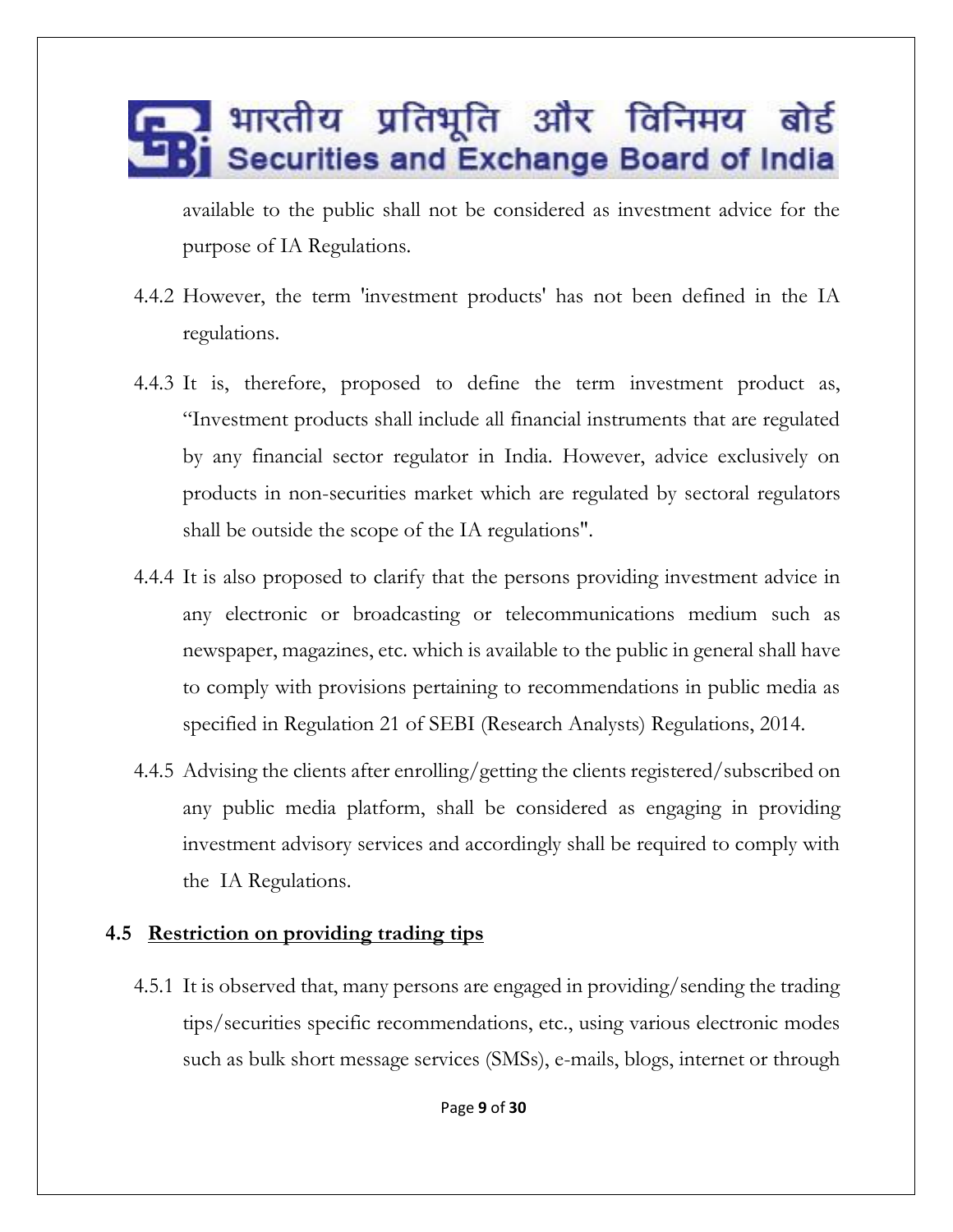available to the public shall not be considered as investment advice for the purpose of IA Regulations.

4.4.2 However, the term 'investment products' has not been defined in the IA regulations.

4.4.3 It is, therefore, proposed to define the term investment product as, "Investment products shall include all financial instruments that are regulated by any financial sector regulator in India. However, advice exclusively on products in non-securities market which are regulated by sectoral regulators shall be outside the scope of the IA regulations".

4.4.4 It is also proposed to clarify that the persons providing investment advice in any electronic or broadcasting or telecommunications medium such as newspaper, magazines, etc. which is available to the public in general shall have to comply with provisions pertaining to recommendations in public media as specified in Regulation 21 of SEBI (Research Analysts) Regulations, 2014.

4.4.5 Advising the clients after enrolling/getting the clients registered/subscribed on any public media platform, shall be considered as engaging in providing investment advisory services and accordingly shall be required to comply with the IA Regulations.

### 4.5 Restriction on providing trading tips

4.5.1 It is observed that, many persons are engaged in providing/sending the trading tips/securities specific recommendations, etc., using various electronic modes such as bulk short message services (SMSs), e-mails, blogs, internet or through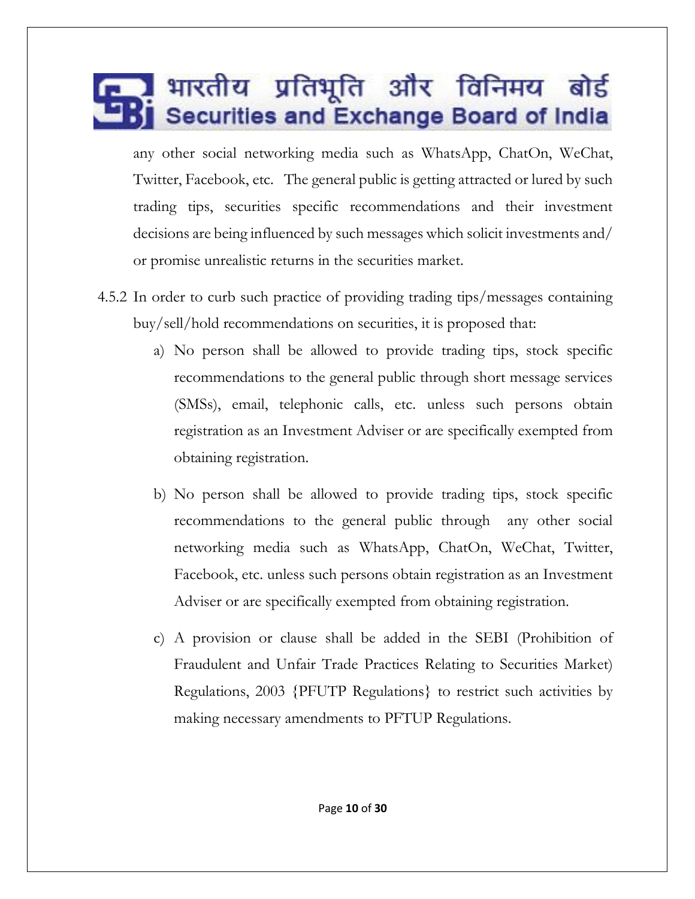any other social networking media such as WhatsApp, ChatOn, WeChat, Twitter, Facebook, etc. The general public is getting attracted or lured by such trading tips, securities specific recommendations and their investment decisions are being influenced by such messages which solicit investments and/ or promise unrealistic returns in the securities market.

4.5.2 In order to curb such practice of providing trading tips/messages containing buy/sell/hold recommendations on securities, it is proposed that:

a) No person shall be allowed to provide trading tips, stock specific recommendations to the general public through short message services (SMSs), email, telephonic calls, etc. unless such persons obtain registration as an Investment Adviser or are specifically exempted from obtaining registration.

b) No person shall be allowed to provide trading tips, stock specific recommendations to the general public through any other social networking media such as WhatsApp, ChatOn, WeChat, Twitter, Facebook, etc. unless such persons obtain registration as an Investment Adviser or are specifically exempted from obtaining registration.

c) A provision or clause shall be added in the SEBI (Prohibition of Fraudulent and Unfair Trade Practices Relating to Securities Market) Regulations, 2003 {PFUTP Regulations} to restrict such activities by making necessary amendments to PFTUP Regulations.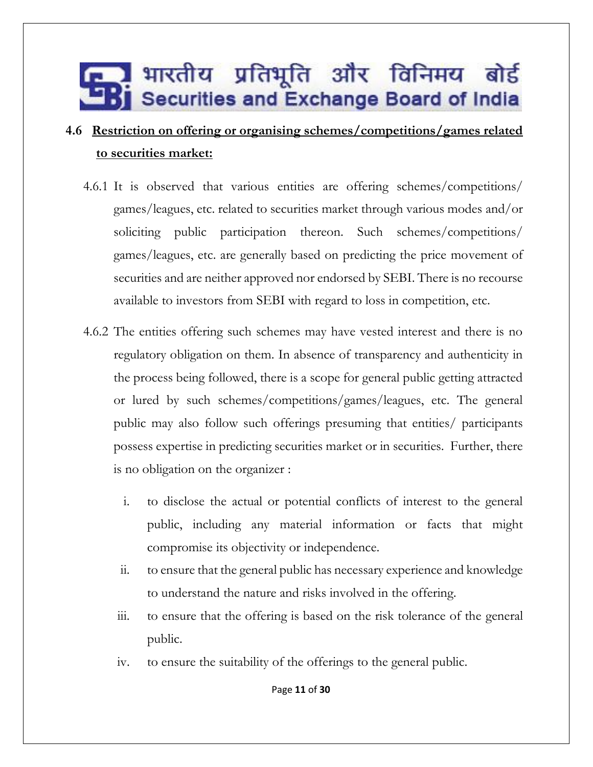## 4.6 Restriction on offering or organising schemes/competitions/games related to securities market:

4.6.1 It is observed that various entities are offering schemes/competitions/ games/leagues, etc. related to securities market through various modes and/or soliciting public participation thereon. Such schemes/competitions/ games/leagues, etc. are generally based on predicting the price movement of securities and are neither approved nor endorsed by SEBI. There is no recourse available to investors from SEBI with regard to loss in competition, etc.

4.6.2 The entities offering such schemes may have vested interest and there is no regulatory obligation on them. In absence of transparency and authenticity in the process being followed, there is a scope for general public getting attracted or lured by such schemes/competitions/games/leagues, etc. The general public may also follow such offerings presuming that entities/ participants possess expertise in predicting securities market or in securities. Further, there is no obligation on the organizer :

i. to disclose the actual or potential conflicts of interest to the general public, including any material information or facts that might compromise its objectivity or independence.

ii. to ensure that the general public has necessary experience and knowledge to understand the nature and risks involved in the offering.

iii. to ensure that the offering is based on the risk tolerance of the general public.

iv. to ensure the suitability of the offerings to the general public.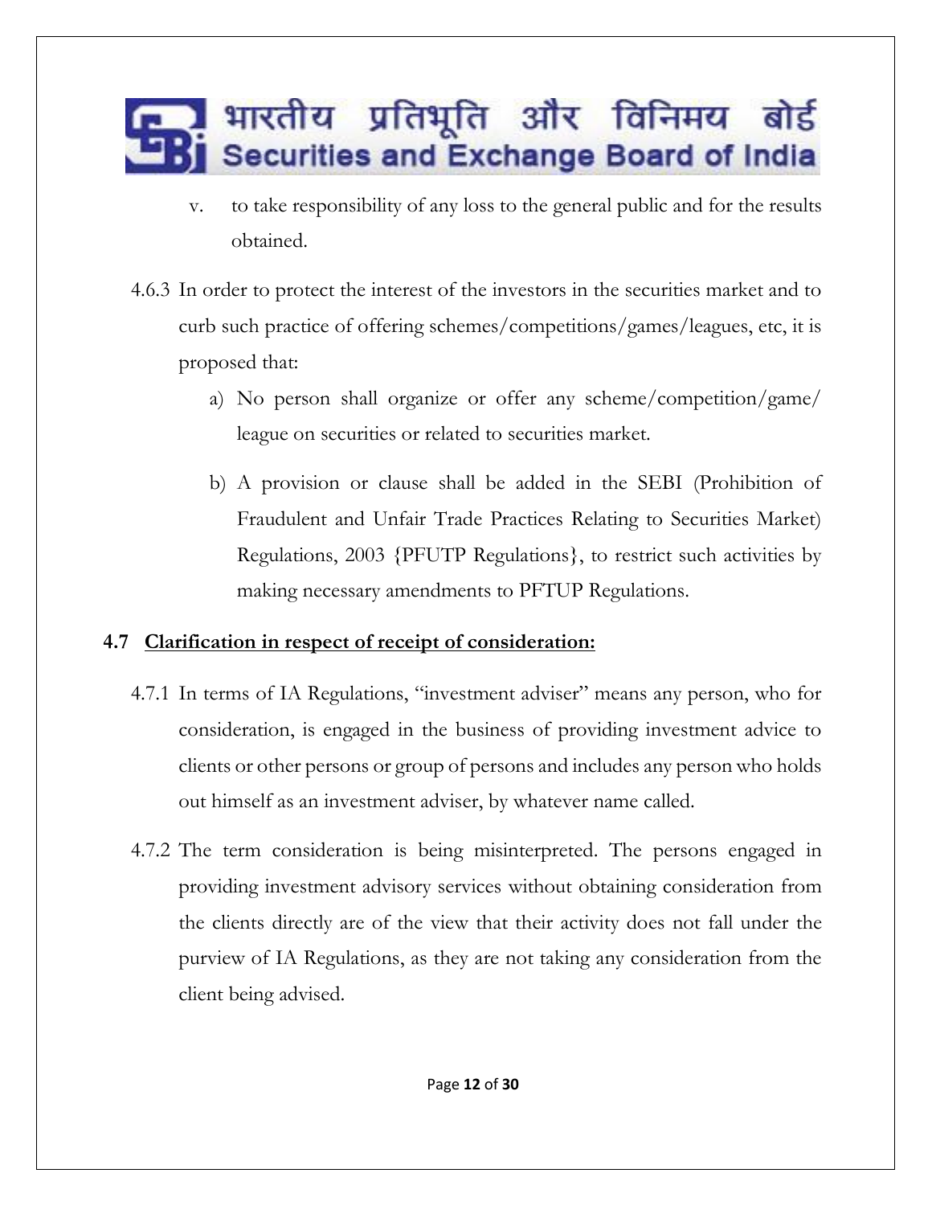v. to take responsibility of any loss to the general public and for the results obtained.

4.6.3 In order to protect the interest of the investors in the securities market and to curb such practice of offering schemes/competitions/games/leagues, etc, it is proposed that:

a) No person shall organize or offer any scheme/competition/game/ league on securities or related to securities market.

b) A provision or clause shall be added in the SEBI (Prohibition of Fraudulent and Unfair Trade Practices Relating to Securities Market) Regulations, 2003 {PFUTP Regulations}, to restrict such activities by making necessary amendments to PFTUP Regulations.

**4.7 <u>Clarification in respect of receipt of consideration:</u>**

4.7.1 In terms of IA Regulations, "investment adviser" means any person, who for consideration, is engaged in the business of providing investment advice to clients or other persons or group of persons and includes any person who holds out himself as an investment adviser, by whatever name called.

4.7.2 The term consideration is being misinterpreted. The persons engaged in providing investment advisory services without obtaining consideration from the clients directly are of the view that their activity does not fall under the purview of IA Regulations, as they are not taking any consideration from the client being advised.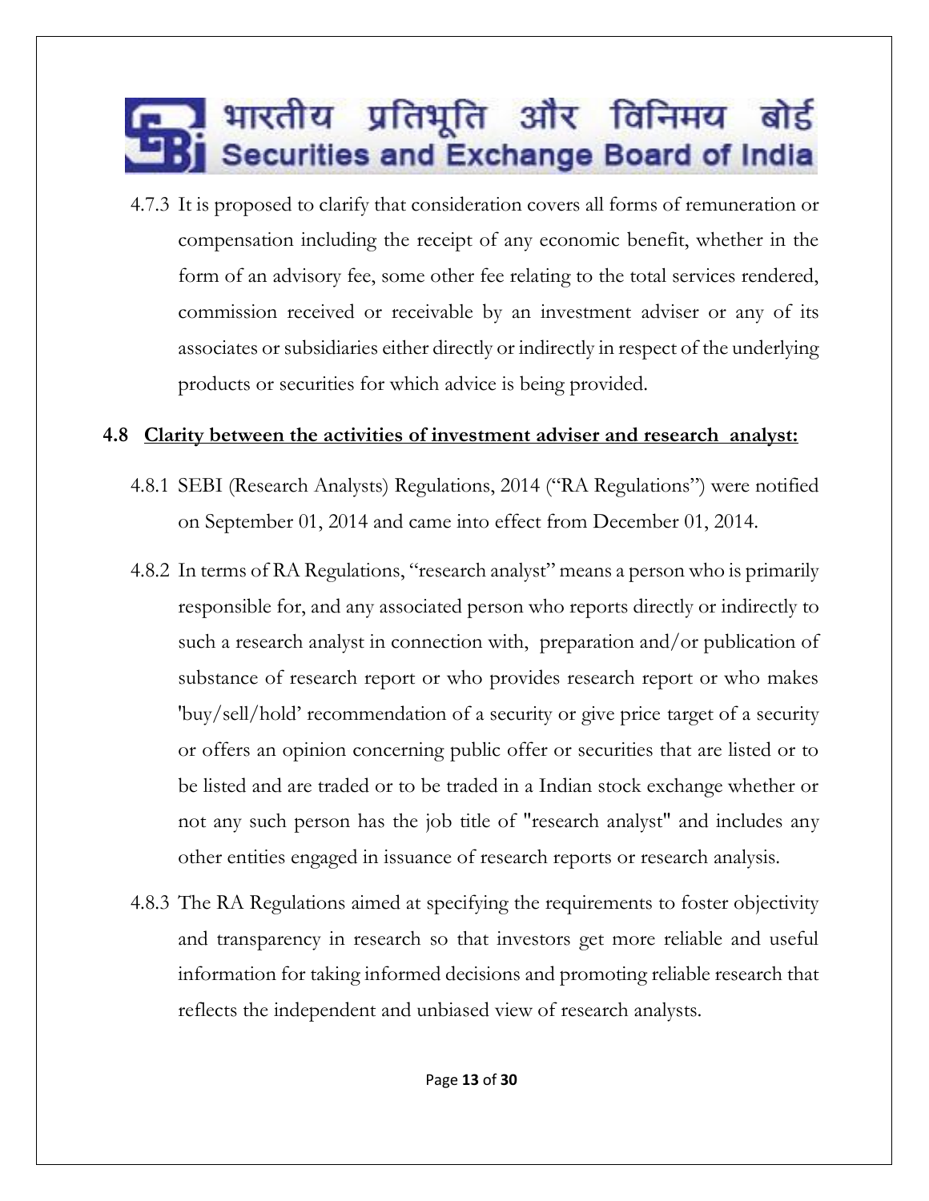4.7.3 It is proposed to clarify that consideration covers all forms of remuneration or compensation including the receipt of any economic benefit, whether in the form of an advisory fee, some other fee relating to the total services rendered, commission received or receivable by an investment adviser or any of its associates or subsidiaries either directly or indirectly in respect of the underlying products or securities for which advice is being provided.

### 4.8 Clarity between the activities of investment adviser and research analyst:

4.8.1 SEBI (Research Analysts) Regulations, 2014 ("RA Regulations") were notified on September 01, 2014 and came into effect from December 01, 2014.

4.8.2 In terms of RA Regulations, "research analyst" means a person who is primarily responsible for, and any associated person who reports directly or indirectly to such a research analyst in connection with, preparation and/or publication of substance of research report or who provides research report or who makes 'buy/sell/hold' recommendation of a security or give price target of a security or offers an opinion concerning public offer or securities that are listed or to be listed and are traded or to be traded in a Indian stock exchange whether or not any such person has the job title of "research analyst" and includes any other entities engaged in issuance of research reports or research analysis.

4.8.3 The RA Regulations aimed at specifying the requirements to foster objectivity and transparency in research so that investors get more reliable and useful information for taking informed decisions and promoting reliable research that reflects the independent and unbiased view of research analysts.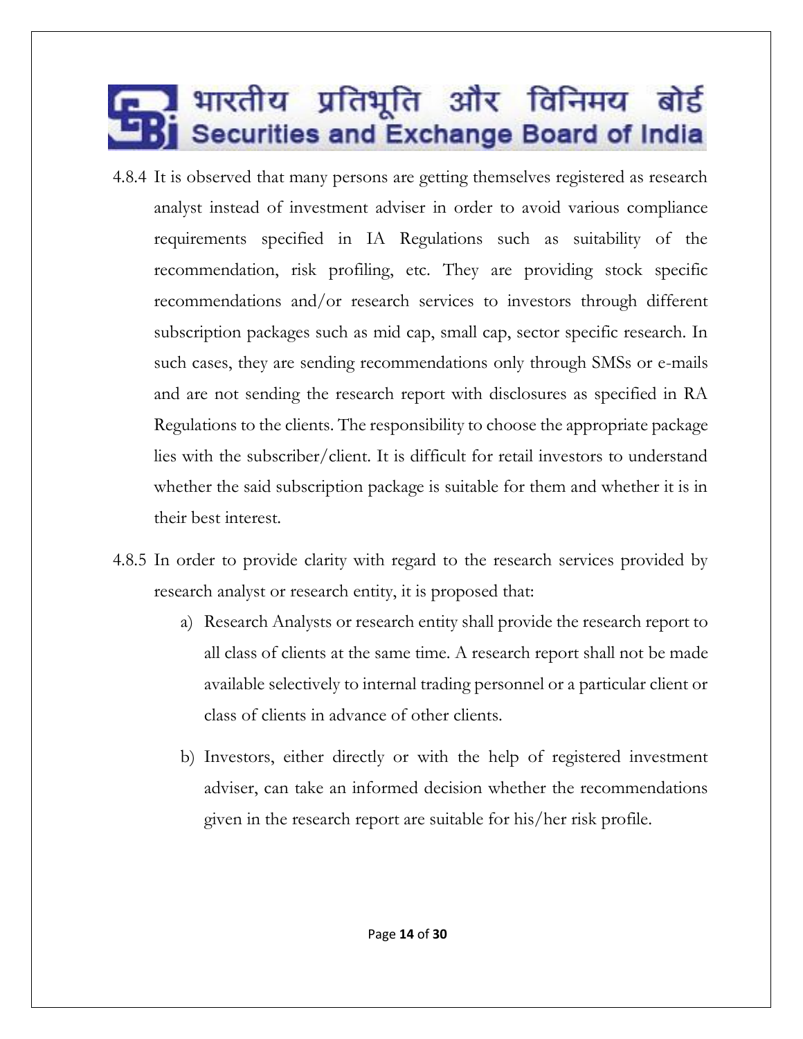4.8.4 It is observed that many persons are getting themselves registered as research analyst instead of investment adviser in order to avoid various compliance requirements specified in IA Regulations such as suitability of the recommendation, risk profiling, etc. They are providing stock specific recommendations and/or research services to investors through different subscription packages such as mid cap, small cap, sector specific research. In such cases, they are sending recommendations only through SMSs or e-mails and are not sending the research report with disclosures as specified in RA Regulations to the clients. The responsibility to choose the appropriate package lies with the subscriber/client. It is difficult for retail investors to understand whether the said subscription package is suitable for them and whether it is in their best interest.

4.8.5 In order to provide clarity with regard to the research services provided by research analyst or research entity, it is proposed that:

a) Research Analysts or research entity shall provide the research report to all class of clients at the same time. A research report shall not be made available selectively to internal trading personnel or a particular client or class of clients in advance of other clients.

b) Investors, either directly or with the help of registered investment adviser, can take an informed decision whether the recommendations given in the research report are suitable for his/her risk profile.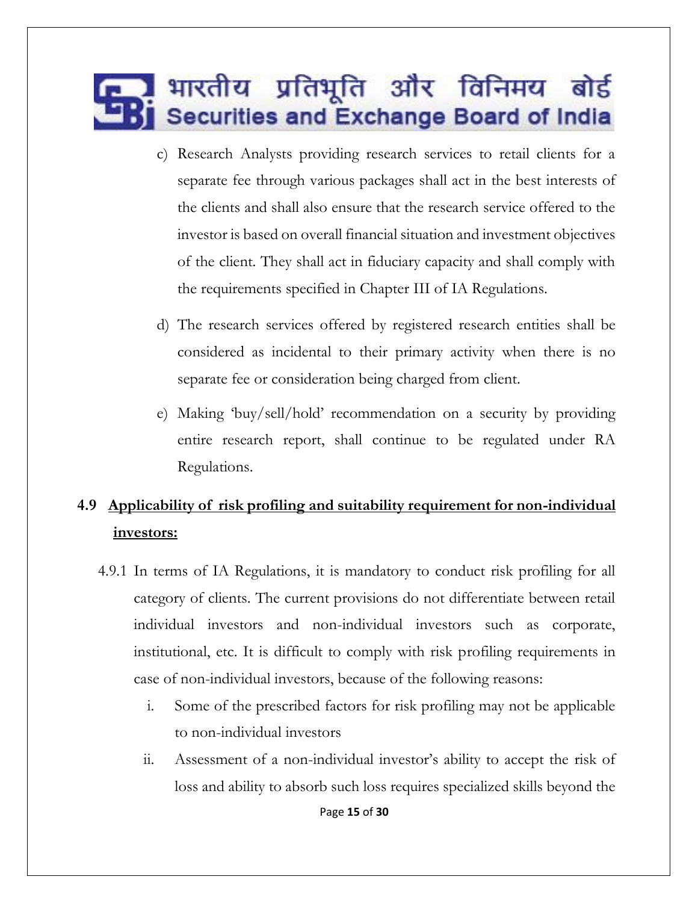c) Research Analysts providing research services to retail clients for a separate fee through various packages shall act in the best interests of the clients and shall also ensure that the research service offered to the investor is based on overall financial situation and investment objectives of the client. They shall act in fiduciary capacity and shall comply with the requirements specified in Chapter III of IA Regulations.

d) The research services offered by registered research entities shall be considered as incidental to their primary activity when there is no separate fee or consideration being charged from client.

e) Making 'buy/sell/hold' recommendation on a security by providing entire research report, shall continue to be regulated under RA Regulations.

## 4.9 <u>Applicability of risk profiling and suitability requirement for non-individual investors:</u>

4.9.1 In terms of IA Regulations, it is mandatory to conduct risk profiling for all category of clients. The current provisions do not differentiate between retail individual investors and non-individual investors such as corporate, institutional, etc. It is difficult to comply with risk profiling requirements in case of non-individual investors, because of the following reasons:

i. Some of the prescribed factors for risk profiling may not be applicable to non-individual investors

ii. Assessment of a non-individual investor's ability to accept the risk of loss and ability to absorb such loss requires specialized skills beyond the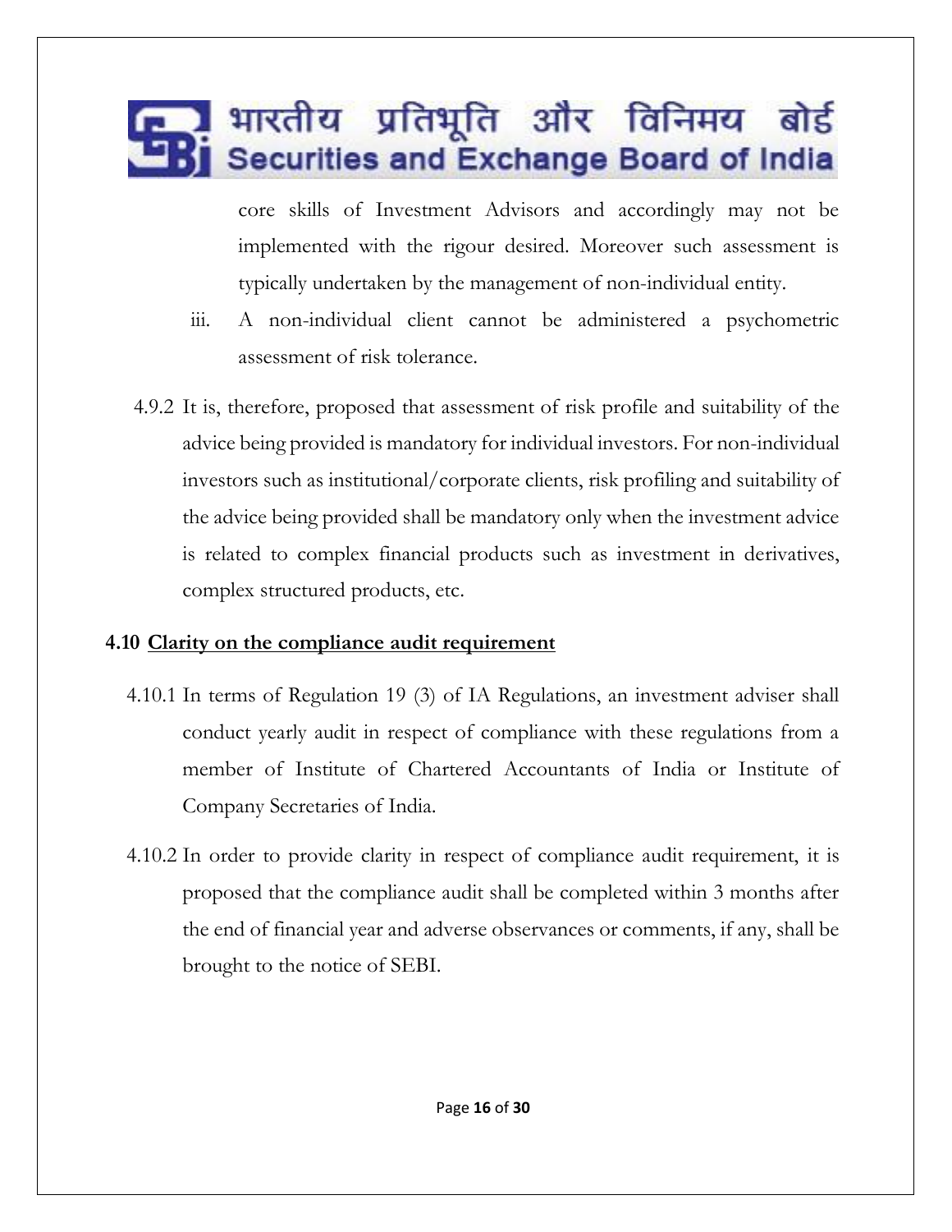core skills of Investment Advisors and accordingly may not be implemented with the rigour desired. Moreover such assessment is typically undertaken by the management of non-individual entity.

iii. A non-individual client cannot be administered a psychometric assessment of risk tolerance.

4.9.2 It is, therefore, proposed that assessment of risk profile and suitability of the advice being provided is mandatory for individual investors. For non-individual investors such as institutional/corporate clients, risk profiling and suitability of the advice being provided shall be mandatory only when the investment advice is related to complex financial products such as investment in derivatives, complex structured products, etc.

## 4.10 Clarity on the compliance audit requirement

4.10.1 In terms of Regulation 19 (3) of IA Regulations, an investment adviser shall conduct yearly audit in respect of compliance with these regulations from a member of Institute of Chartered Accountants of India or Institute of Company Secretaries of India.

4.10.2 In order to provide clarity in respect of compliance audit requirement, it is proposed that the compliance audit shall be completed within 3 months after the end of financial year and adverse observances or comments, if any, shall be brought to the notice of SEBI.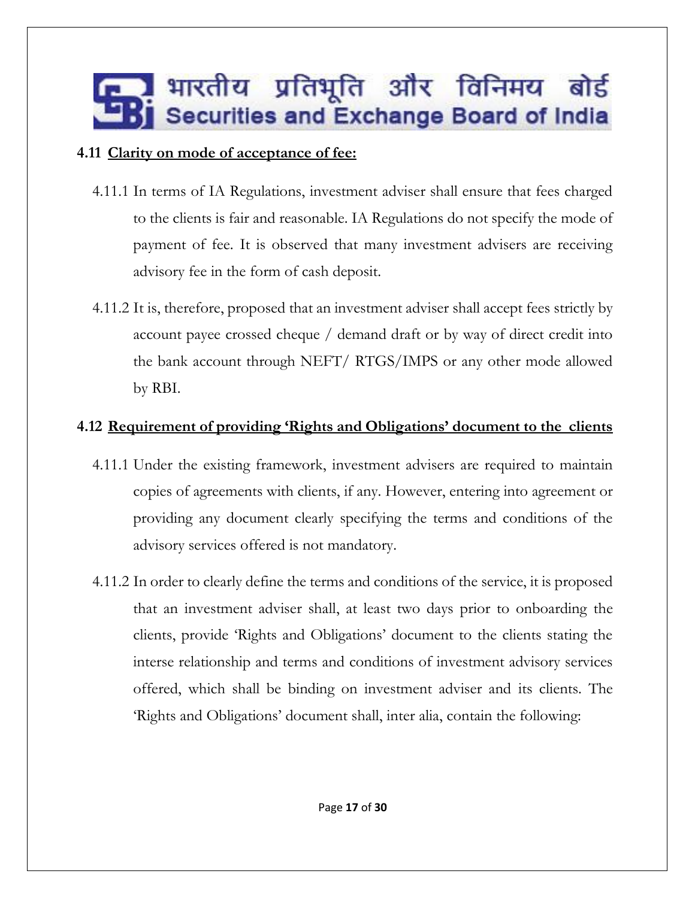**4.11 Clarity on mode of acceptance of fee:**

4.11.1 In terms of IA Regulations, investment adviser shall ensure that fees charged to the clients is fair and reasonable. IA Regulations do not specify the mode of payment of fee. It is observed that many investment advisers are receiving advisory fee in the form of cash deposit.

4.11.2 It is, therefore, proposed that an investment adviser shall accept fees strictly by account payee crossed cheque / demand draft or by way of direct credit into the bank account through NEFT/ RTGS/IMPS or any other mode allowed by RBI.

**4.12 Requirement of providing 'Rights and Obligations' document to the clients**

4.11.1 Under the existing framework, investment advisers are required to maintain copies of agreements with clients, if any. However, entering into agreement or providing any document clearly specifying the terms and conditions of the advisory services offered is not mandatory.

4.11.2 In order to clearly define the terms and conditions of the service, it is proposed that an investment adviser shall, at least two days prior to onboarding the clients, provide 'Rights and Obligations' document to the clients stating the interse relationship and terms and conditions of investment advisory services offered, which shall be binding on investment adviser and its clients. The 'Rights and Obligations' document shall, inter alia, contain the following: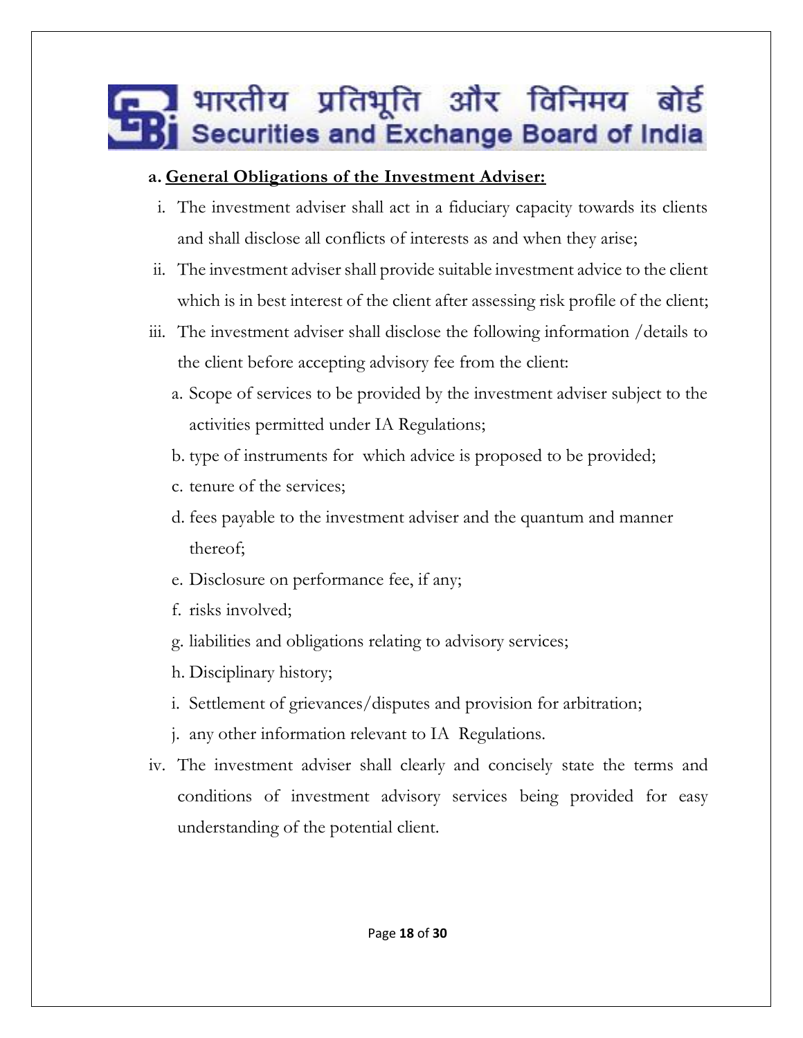**a. <u>General Obligations of the Investment Adviser:</u>**

i. The investment adviser shall act in a fiduciary capacity towards its clients and shall disclose all conflicts of interests as and when they arise;

ii. The investment adviser shall provide suitable investment advice to the client which is in best interest of the client after assessing risk profile of the client;

iii. The investment adviser shall disclose the following information /details to the client before accepting advisory fee from the client:

  a. Scope of services to be provided by the investment adviser subject to the activities permitted under IA Regulations;

  b. type of instruments for which advice is proposed to be provided;

  c. tenure of the services;

  d. fees payable to the investment adviser and the quantum and manner thereof;

  e. Disclosure on performance fee, if any;

  f. risks involved;

  g. liabilities and obligations relating to advisory services;

  h. Disciplinary history;

  i. Settlement of grievances/disputes and provision for arbitration;

  j. any other information relevant to IA Regulations.

iv. The investment adviser shall clearly and concisely state the terms and conditions of investment advisory services being provided for easy understanding of the potential client.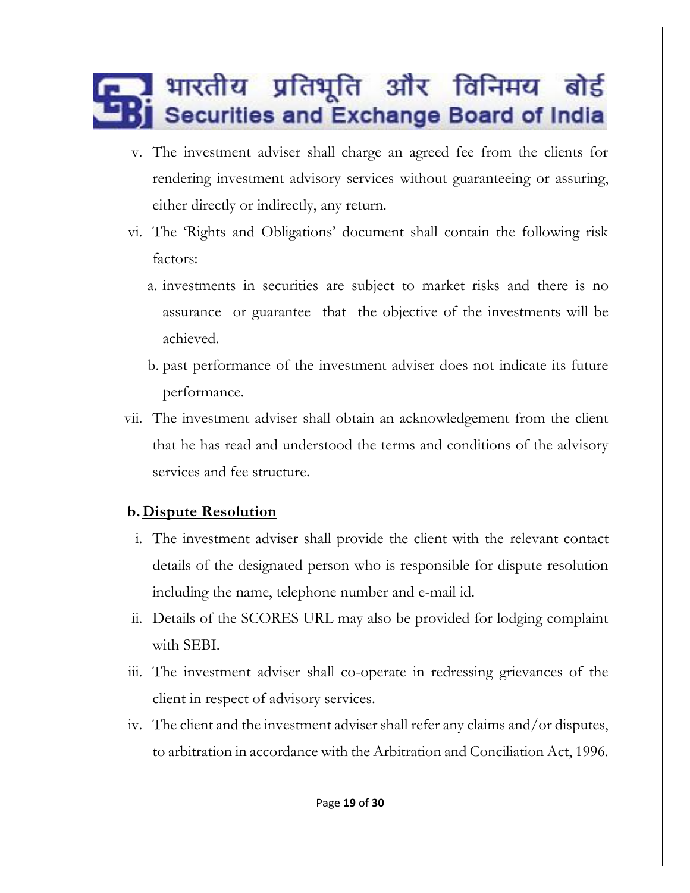v. The investment adviser shall charge an agreed fee from the clients for rendering investment advisory services without guaranteeing or assuring, either directly or indirectly, any return.

vi. The 'Rights and Obligations' document shall contain the following risk factors:

   a. investments in securities are subject to market risks and there is no assurance or guarantee that the objective of the investments will be achieved.

   b. past performance of the investment adviser does not indicate its future performance.

vii. The investment adviser shall obtain an acknowledgement from the client that he has read and understood the terms and conditions of the advisory services and fee structure.

**b. <u>Dispute Resolution</u>**

i. The investment adviser shall provide the client with the relevant contact details of the designated person who is responsible for dispute resolution including the name, telephone number and e-mail id.

ii. Details of the SCORES URL may also be provided for lodging complaint with SEBI.

iii. The investment adviser shall co-operate in redressing grievances of the client in respect of advisory services.

iv. The client and the investment adviser shall refer any claims and/or disputes, to arbitration in accordance with the Arbitration and Conciliation Act, 1996.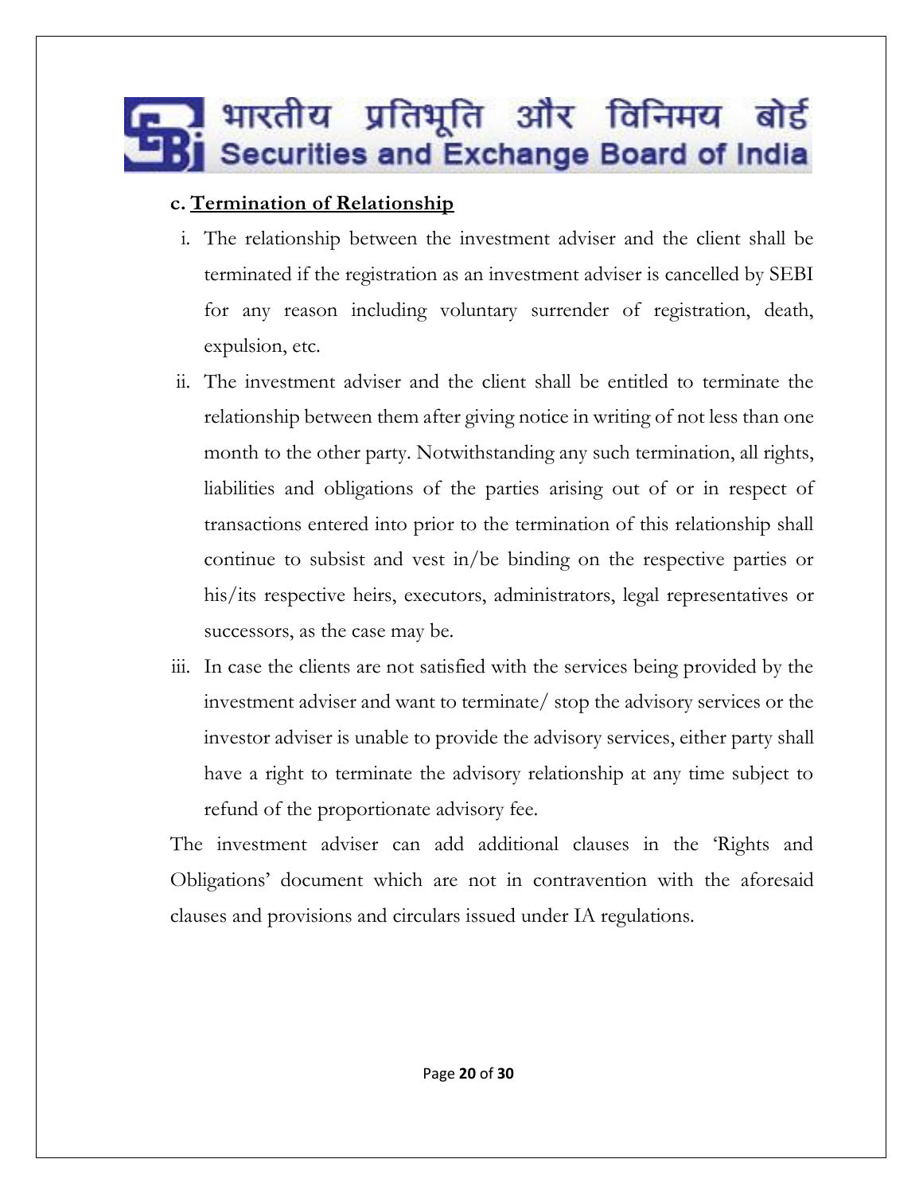**c. Termination of Relationship**

i. The relationship between the investment adviser and the client shall be terminated if the registration as an investment adviser is cancelled by SEBI for any reason including voluntary surrender of registration, death, expulsion, etc.

ii. The investment adviser and the client shall be entitled to terminate the relationship between them after giving notice in writing of not less than one month to the other party. Notwithstanding any such termination, all rights, liabilities and obligations of the parties arising out of or in respect of transactions entered into prior to the termination of this relationship shall continue to subsist and vest in/be binding on the respective parties or his/its respective heirs, executors, administrators, legal representatives or successors, as the case may be.

iii. In case the clients are not satisfied with the services being provided by the investment adviser and want to terminate/ stop the advisory services or the investor adviser is unable to provide the advisory services, either party shall have a right to terminate the advisory relationship at any time subject to refund of the proportionate advisory fee.

The investment adviser can add additional clauses in the 'Rights and Obligations' document which are not in contravention with the aforesaid clauses and provisions and circulars issued under IA regulations.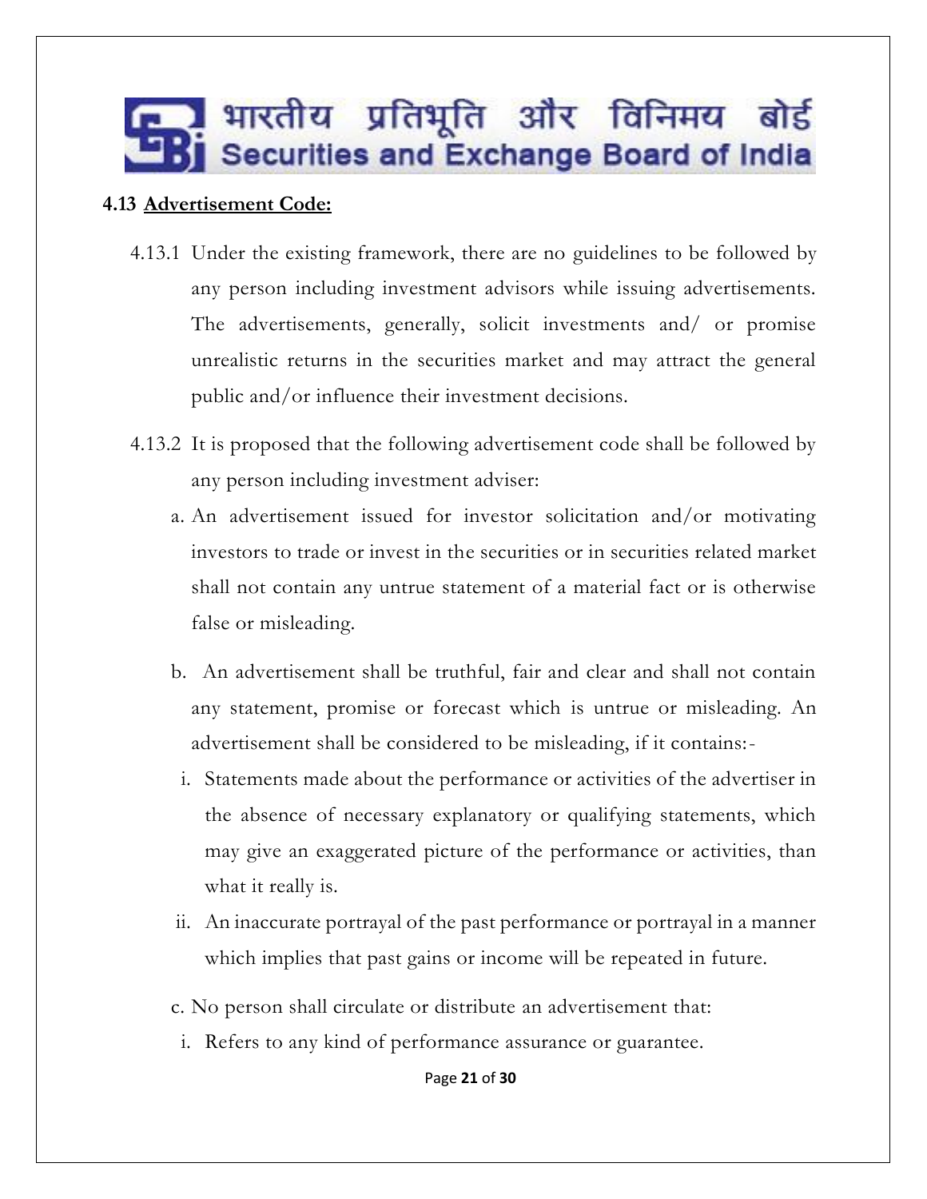**4.13 Advertisement Code:**

4.13.1 Under the existing framework, there are no guidelines to be followed by any person including investment advisors while issuing advertisements. The advertisements, generally, solicit investments and/ or promise unrealistic returns in the securities market and may attract the general public and/or influence their investment decisions.

4.13.2 It is proposed that the following advertisement code shall be followed by any person including investment adviser:

a. An advertisement issued for investor solicitation and/or motivating investors to trade or invest in the securities or in securities related market shall not contain any untrue statement of a material fact or is otherwise false or misleading.

b. An advertisement shall be truthful, fair and clear and shall not contain any statement, promise or forecast which is untrue or misleading. An advertisement shall be considered to be misleading, if it contains:-

i. Statements made about the performance or activities of the advertiser in the absence of necessary explanatory or qualifying statements, which may give an exaggerated picture of the performance or activities, than what it really is.

ii. An inaccurate portrayal of the past performance or portrayal in a manner which implies that past gains or income will be repeated in future.

c. No person shall circulate or distribute an advertisement that:

i. Refers to any kind of performance assurance or guarantee.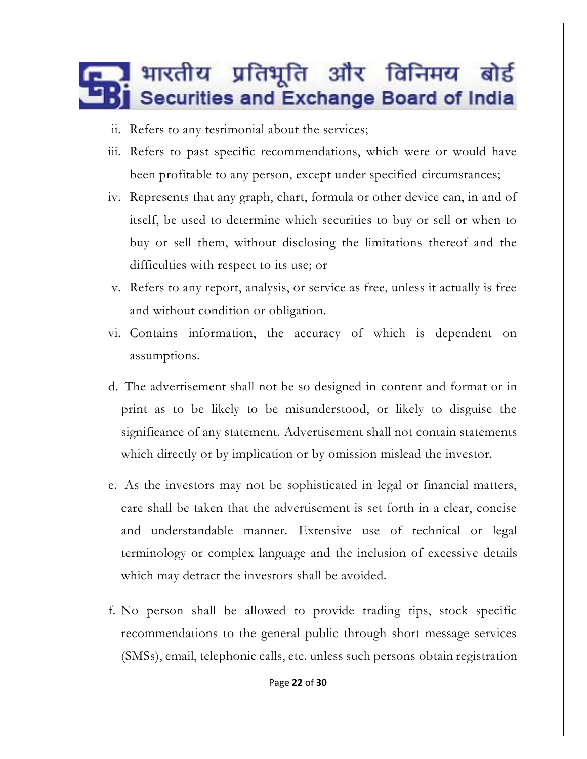ii. Refers to any testimonial about the services;

iii. Refers to past specific recommendations, which were or would have been profitable to any person, except under specified circumstances;

iv. Represents that any graph, chart, formula or other device can, in and of itself, be used to determine which securities to buy or sell or when to buy or sell them, without disclosing the limitations thereof and the difficulties with respect to its use; or

v. Refers to any report, analysis, or service as free, unless it actually is free and without condition or obligation.

vi. Contains information, the accuracy of which is dependent on assumptions.

d. The advertisement shall not be so designed in content and format or in print as to be likely to be misunderstood, or likely to disguise the significance of any statement. Advertisement shall not contain statements which directly or by implication or by omission mislead the investor.

e. As the investors may not be sophisticated in legal or financial matters, care shall be taken that the advertisement is set forth in a clear, concise and understandable manner. Extensive use of technical or legal terminology or complex language and the inclusion of excessive details which may detract the investors shall be avoided.

f. No person shall be allowed to provide trading tips, stock specific recommendations to the general public through short message services (SMSs), email, telephonic calls, etc. unless such persons obtain registration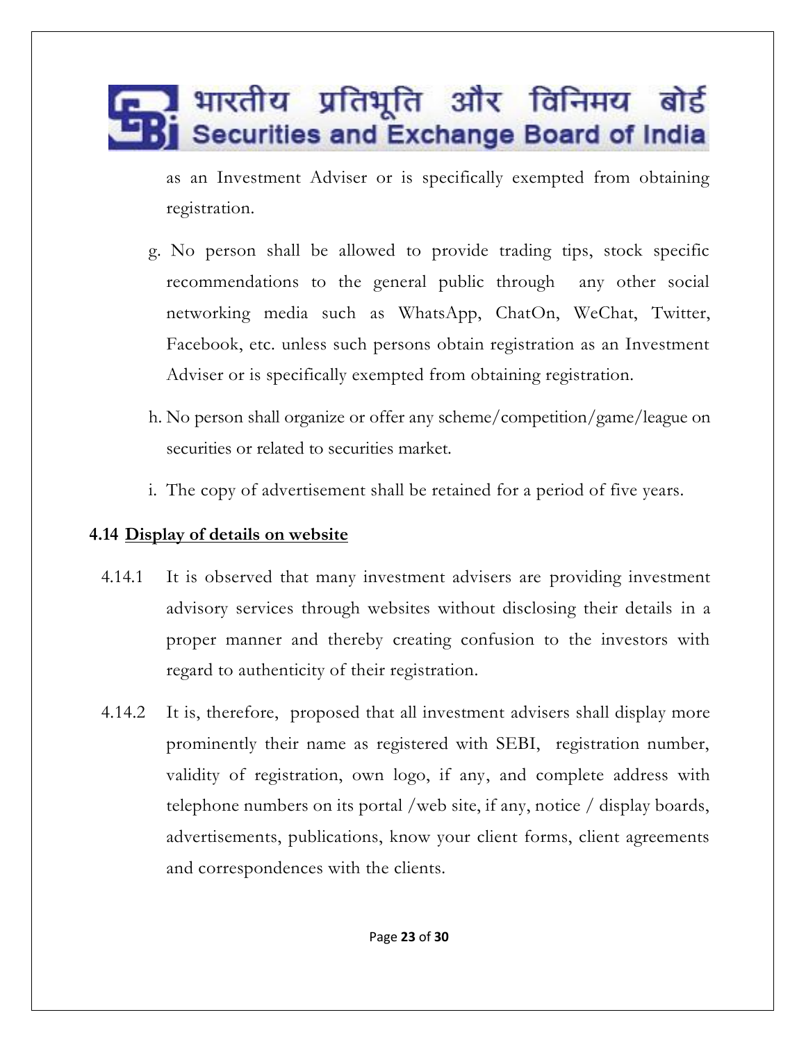as an Investment Adviser or is specifically exempted from obtaining registration.

g. No person shall be allowed to provide trading tips, stock specific recommendations to the general public through any other social networking media such as WhatsApp, ChatOn, WeChat, Twitter, Facebook, etc. unless such persons obtain registration as an Investment Adviser or is specifically exempted from obtaining registration.

h. No person shall organize or offer any scheme/competition/game/league on securities or related to securities market.

i. The copy of advertisement shall be retained for a period of five years.

### 4.14 Display of details on website

4.14.1 It is observed that many investment advisers are providing investment advisory services through websites without disclosing their details in a proper manner and thereby creating confusion to the investors with regard to authenticity of their registration.

4.14.2 It is, therefore, proposed that all investment advisers shall display more prominently their name as registered with SEBI, registration number, validity of registration, own logo, if any, and complete address with telephone numbers on its portal /web site, if any, notice / display boards, advertisements, publications, know your client forms, client agreements and correspondences with the clients.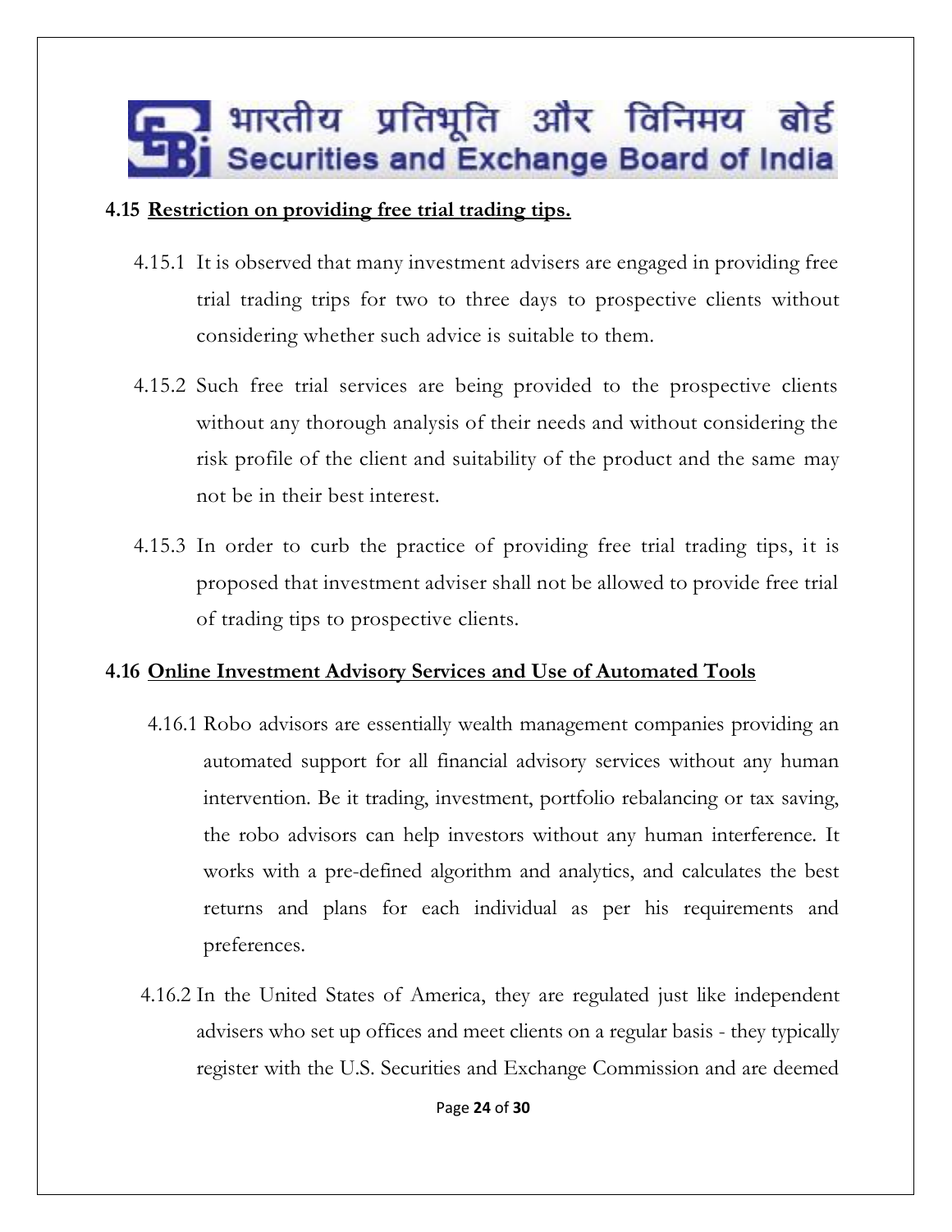**4.15 Restriction on providing free trial trading tips.**

4.15.1 It is observed that many investment advisers are engaged in providing free trial trading trips for two to three days to prospective clients without considering whether such advice is suitable to them.

4.15.2 Such free trial services are being provided to the prospective clients without any thorough analysis of their needs and without considering the risk profile of the client and suitability of the product and the same may not be in their best interest.

4.15.3 In order to curb the practice of providing free trial trading tips, it is proposed that investment adviser shall not be allowed to provide free trial of trading tips to prospective clients.

**4.16 Online Investment Advisory Services and Use of Automated Tools**

4.16.1 Robo advisors are essentially wealth management companies providing an automated support for all financial advisory services without any human intervention. Be it trading, investment, portfolio rebalancing or tax saving, the robo advisors can help investors without any human interference. It works with a pre-defined algorithm and analytics, and calculates the best returns and plans for each individual as per his requirements and preferences.

4.16.2 In the United States of America, they are regulated just like independent advisers who set up offices and meet clients on a regular basis - they typically register with the U.S. Securities and Exchange Commission and are deemed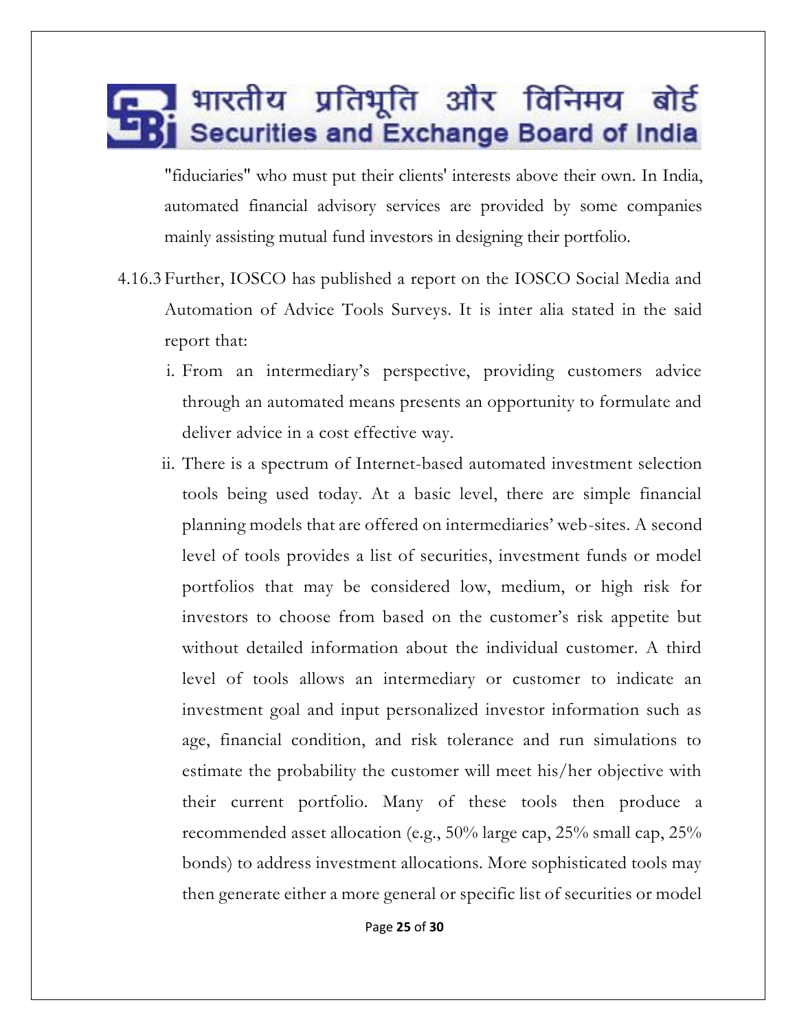"fiduciaries" who must put their clients' interests above their own. In India, automated financial advisory services are provided by some companies mainly assisting mutual fund investors in designing their portfolio.

4.16.3 Further, IOSCO has published a report on the IOSCO Social Media and Automation of Advice Tools Surveys. It is inter alia stated in the said report that:

i. From an intermediary's perspective, providing customers advice through an automated means presents an opportunity to formulate and deliver advice in a cost effective way.

ii. There is a spectrum of Internet-based automated investment selection tools being used today. At a basic level, there are simple financial planning models that are offered on intermediaries' web-sites. A second level of tools provides a list of securities, investment funds or model portfolios that may be considered low, medium, or high risk for investors to choose from based on the customer's risk appetite but without detailed information about the individual customer. A third level of tools allows an intermediary or customer to indicate an investment goal and input personalized investor information such as age, financial condition, and risk tolerance and run simulations to estimate the probability the customer will meet his/her objective with their current portfolio. Many of these tools then produce a recommended asset allocation (e.g., 50% large cap, 25% small cap, 25% bonds) to address investment allocations. More sophisticated tools may then generate either a more general or specific list of securities or model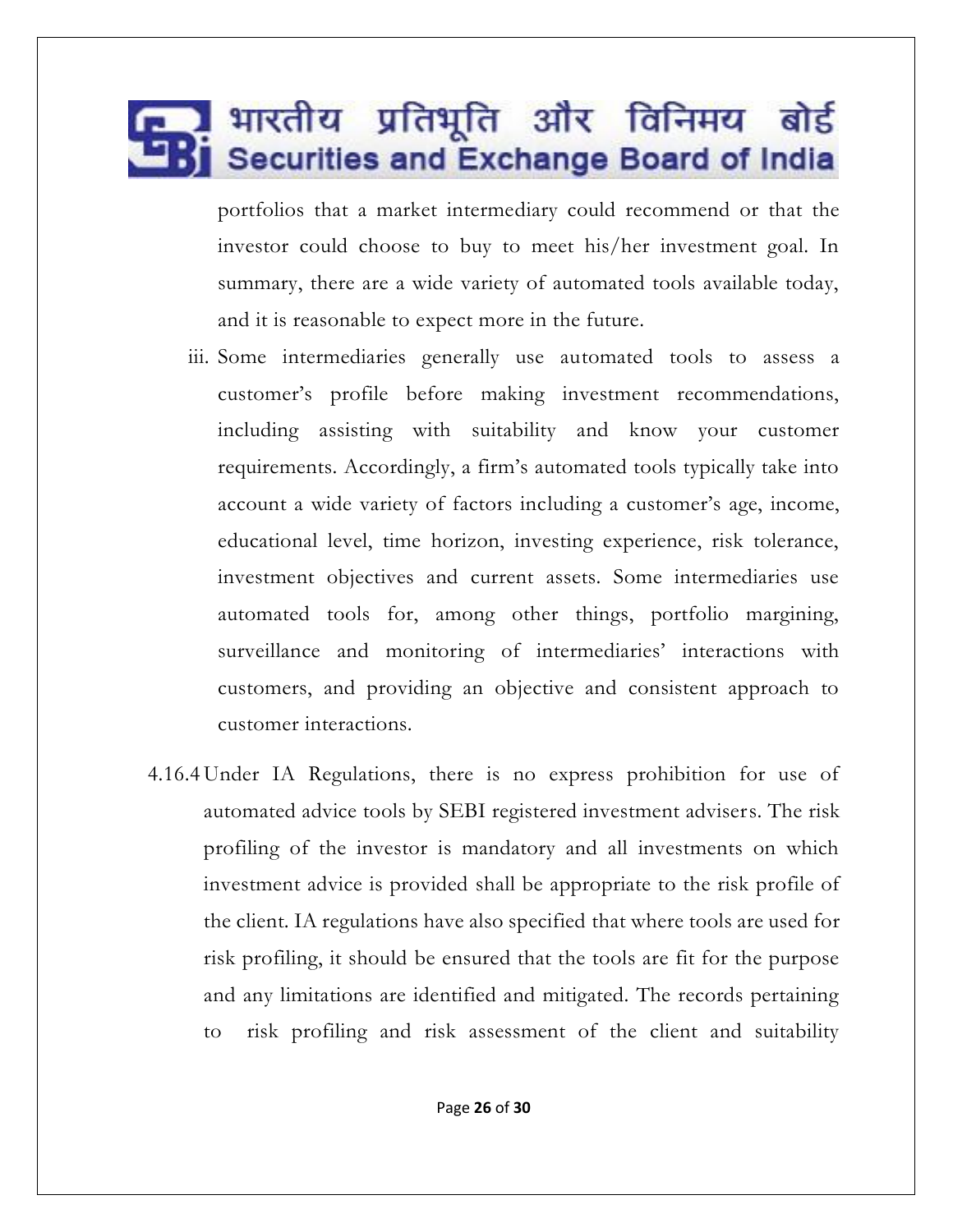portfolios that a market intermediary could recommend or that the investor could choose to buy to meet his/her investment goal. In summary, there are a wide variety of automated tools available today, and it is reasonable to expect more in the future.

iii. Some intermediaries generally use automated tools to assess a customer's profile before making investment recommendations, including assisting with suitability and know your customer requirements. Accordingly, a firm's automated tools typically take into account a wide variety of factors including a customer's age, income, educational level, time horizon, investing experience, risk tolerance, investment objectives and current assets. Some intermediaries use automated tools for, among other things, portfolio margining, surveillance and monitoring of intermediaries' interactions with customers, and providing an objective and consistent approach to customer interactions.

4.16.4 Under IA Regulations, there is no express prohibition for use of automated advice tools by SEBI registered investment advisers. The risk profiling of the investor is mandatory and all investments on which investment advice is provided shall be appropriate to the risk profile of the client. IA regulations have also specified that where tools are used for risk profiling, it should be ensured that the tools are fit for the purpose and any limitations are identified and mitigated. The records pertaining to risk profiling and risk assessment of the client and suitability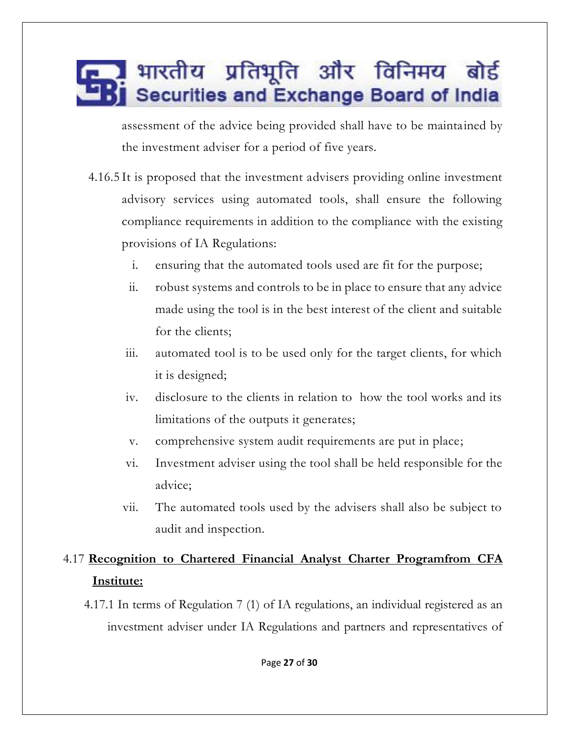assessment of the advice being provided shall have to be maintained by the investment adviser for a period of five years.

4.16.5 It is proposed that the investment advisers providing online investment advisory services using automated tools, shall ensure the following compliance requirements in addition to the compliance with the existing provisions of IA Regulations:

i. ensuring that the automated tools used are fit for the purpose;

ii. robust systems and controls to be in place to ensure that any advice made using the tool is in the best interest of the client and suitable for the clients;

iii. automated tool is to be used only for the target clients, for which it is designed;

iv. disclosure to the clients in relation to how the tool works and its limitations of the outputs it generates;

v. comprehensive system audit requirements are put in place;

vi. Investment adviser using the tool shall be held responsible for the advice;

vii. The automated tools used by the advisers shall also be subject to audit and inspection.

4.17 **Recognition to Chartered Financial Analyst Charter Programfrom CFA Institute:**

4.17.1 In terms of Regulation 7 (1) of IA regulations, an individual registered as an investment adviser under IA Regulations and partners and representatives of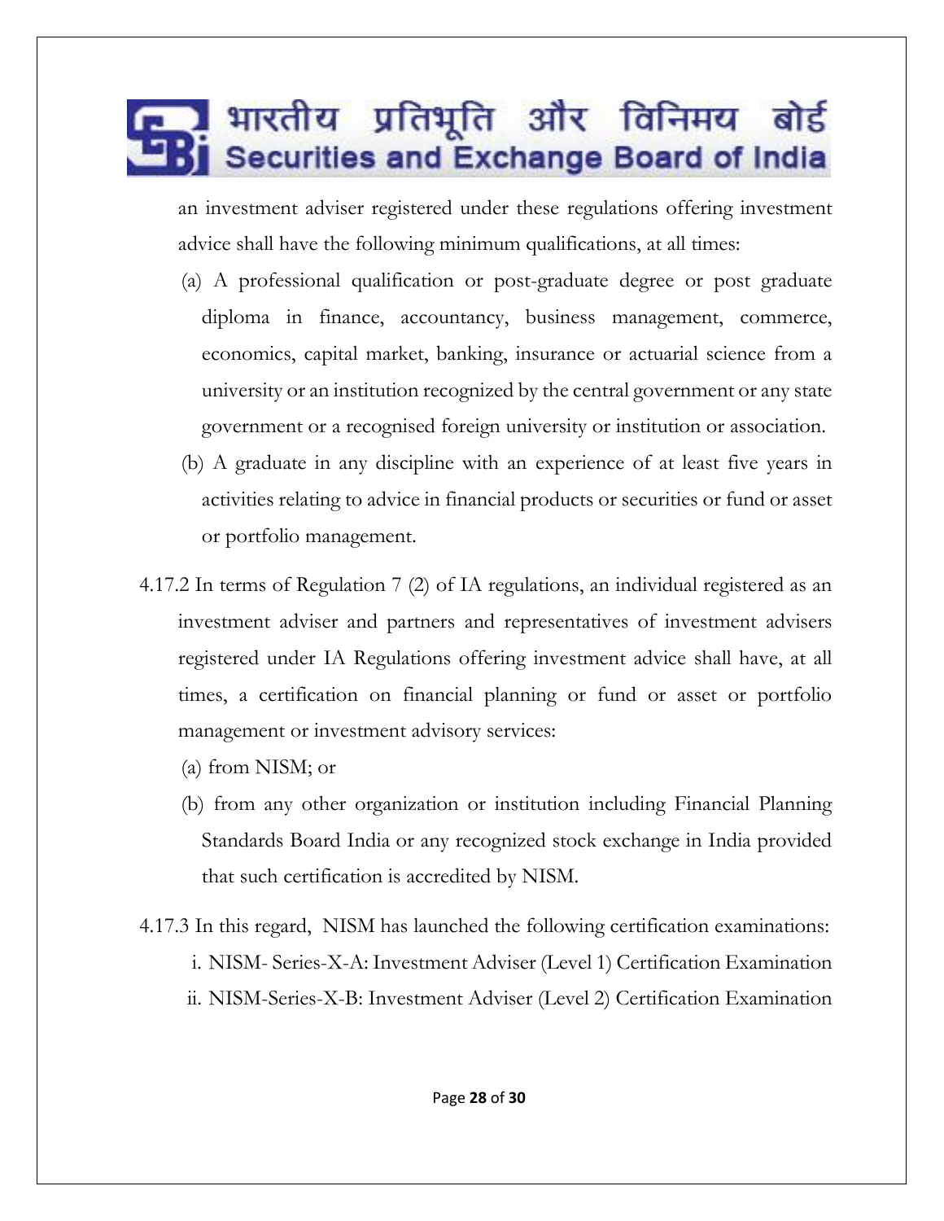an investment adviser registered under these regulations offering investment advice shall have the following minimum qualifications, at all times:

(a) A professional qualification or post-graduate degree or post graduate diploma in finance, accountancy, business management, commerce, economics, capital market, banking, insurance or actuarial science from a university or an institution recognized by the central government or any state government or a recognised foreign university or institution or association.

(b) A graduate in any discipline with an experience of at least five years in activities relating to advice in financial products or securities or fund or asset or portfolio management.

4.17.2 In terms of Regulation 7 (2) of IA regulations, an individual registered as an investment adviser and partners and representatives of investment advisers registered under IA Regulations offering investment advice shall have, at all times, a certification on financial planning or fund or asset or portfolio management or investment advisory services:

(a) from NISM; or

(b) from any other organization or institution including Financial Planning Standards Board India or any recognized stock exchange in India provided that such certification is accredited by NISM.

4.17.3 In this regard, NISM has launched the following certification examinations:

i. NISM- Series-X-A: Investment Adviser (Level 1) Certification Examination

ii. NISM-Series-X-B: Investment Adviser (Level 2) Certification Examination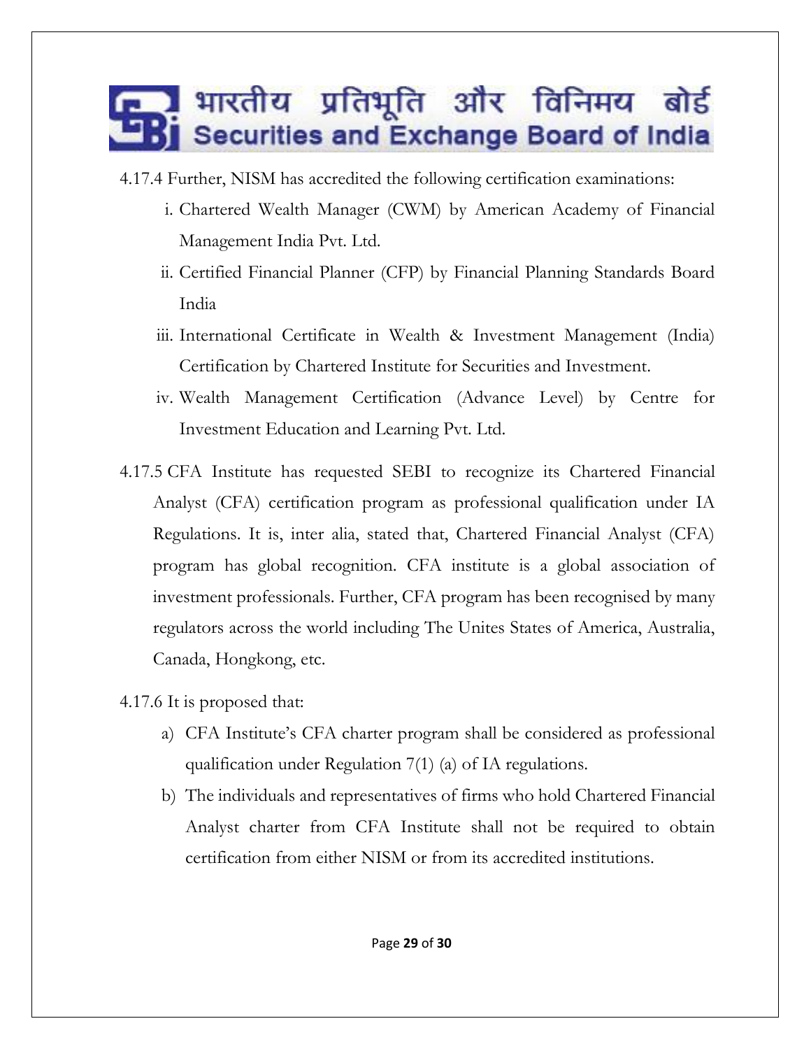4.17.4 Further, NISM has accredited the following certification examinations:

i. Chartered Wealth Manager (CWM) by American Academy of Financial Management India Pvt. Ltd.

ii. Certified Financial Planner (CFP) by Financial Planning Standards Board India

iii. International Certificate in Wealth & Investment Management (India) Certification by Chartered Institute for Securities and Investment.

iv. Wealth Management Certification (Advance Level) by Centre for Investment Education and Learning Pvt. Ltd.

4.17.5 CFA Institute has requested SEBI to recognize its Chartered Financial Analyst (CFA) certification program as professional qualification under IA Regulations. It is, inter alia, stated that, Chartered Financial Analyst (CFA) program has global recognition. CFA institute is a global association of investment professionals. Further, CFA program has been recognised by many regulators across the world including The Unites States of America, Australia, Canada, Hongkong, etc.

4.17.6 It is proposed that:

a) CFA Institute's CFA charter program shall be considered as professional qualification under Regulation 7(1) (a) of IA regulations.

b) The individuals and representatives of firms who hold Chartered Financial Analyst charter from CFA Institute shall not be required to obtain certification from either NISM or from its accredited institutions.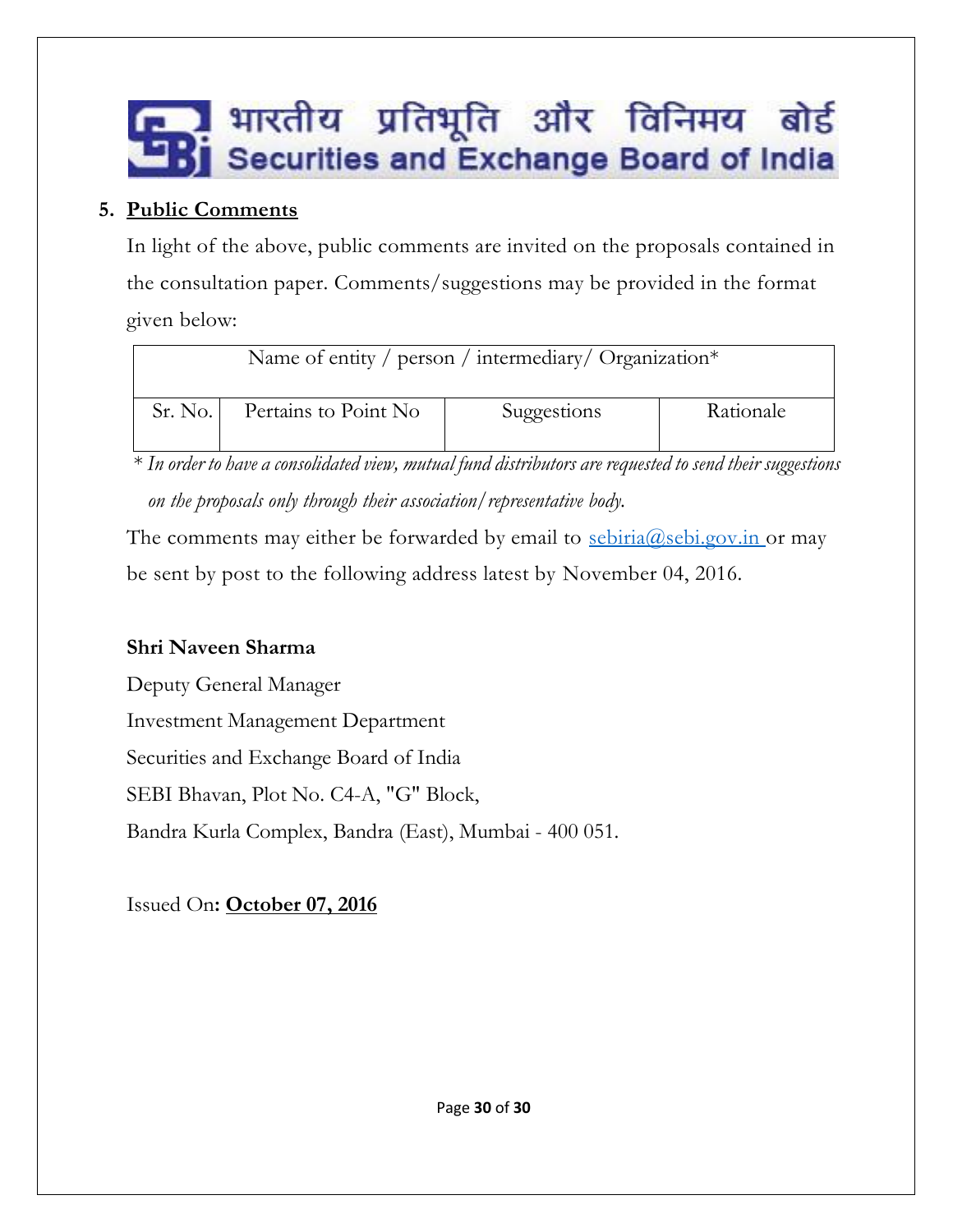## 5. Public Comments

In light of the above, public comments are invited on the proposals contained in the consultation paper. Comments/suggestions may be provided in the format given below:

| Name of entity / person / intermediary/ Organization* | | | |
|---|---|---|---|
| Sr. No. | Pertains to Point No | Suggestions | Rationale |

*\* In order to have a consolidated view, mutual fund distributors are requested to send their suggestions on the proposals only through their association/representative body.*

The comments may either be forwarded by email to sebiria@sebi.gov.in or may be sent by post to the following address latest by November 04, 2016.

**Shri Naveen Sharma**

Deputy General Manager

Investment Management Department

Securities and Exchange Board of India

SEBI Bhavan, Plot No. C4-A, "G" Block,

Bandra Kurla Complex, Bandra (East), Mumbai - 400 051.

Issued On**: October 07, 2016**